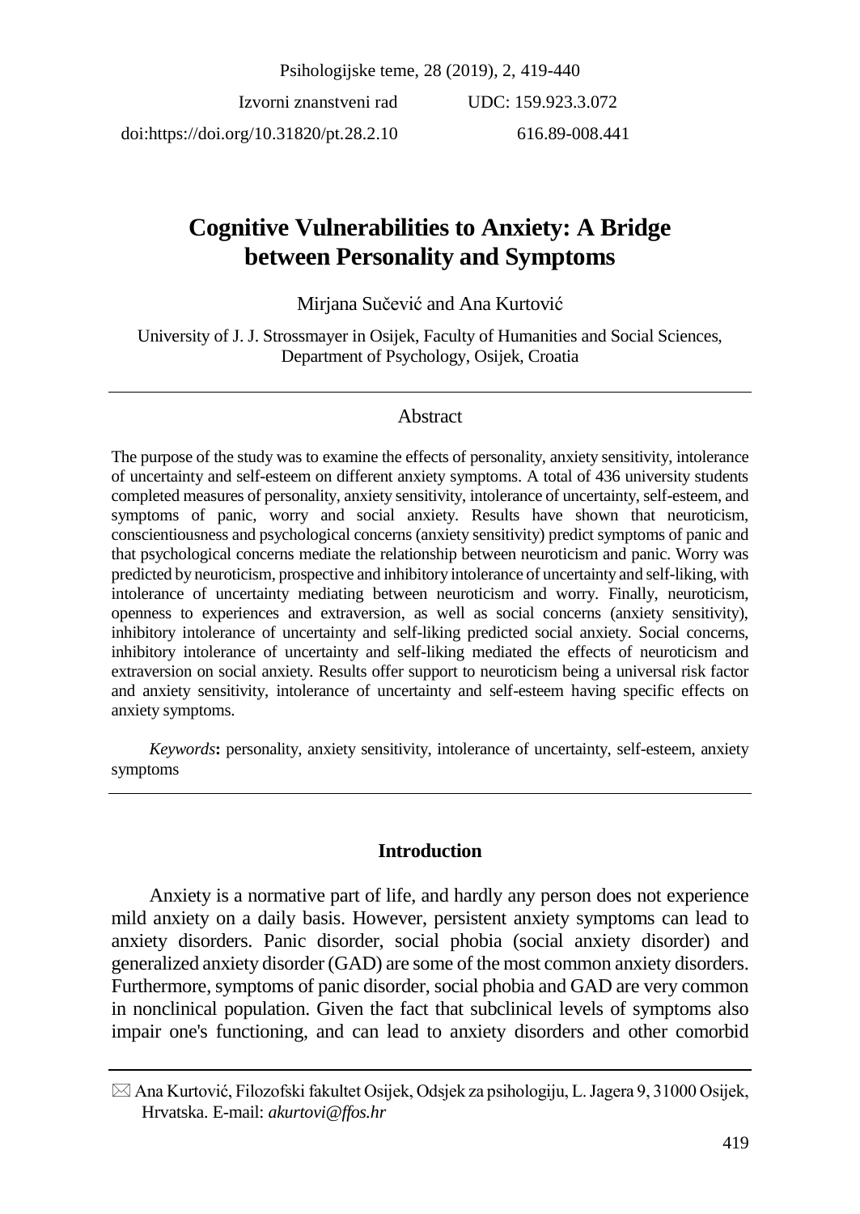Izvorni znanstveni rad UDC: 159.923.3.072

doi:https://doi.org/10.31820/pt.28.2.10 616.89-008.441

# Cognitive Vulnerabilities to Anxiety: A Bridge between Personality and Symptoms

Mirjana Sučević and Ana Kurtović

University of J. J. Strossmayer in Osijek, Faculty of Humanities and Social Sciences, Department of Psychology, Osijek, Croatia

## Abstract

The purpose of the study was to examine the effects of personality, anxiety sensitivity, intolerance of uncertainty and self-esteem on different anxiety symptoms. A total of 436 university students completed measures of personality, anxiety sensitivity, intolerance of uncertainty, self-esteem, and symptoms of panic, worry and social anxiety. Results have shown that neuroticism, conscientiousness and psychological concerns (anxiety sensitivity) predict symptoms of panic and that psychological concerns mediate the relationship between neuroticism and panic. Worry was predicted by neuroticism, prospective and inhibitory intolerance of uncertainty and self-liking, with intolerance of uncertainty mediating between neuroticism and worry. Finally, neuroticism, openness to experiences and extraversion, as well as social concerns (anxiety sensitivity), inhibitory intolerance of uncertainty and self-liking predicted social anxiety. Social concerns, inhibitory intolerance of uncertainty and self-liking mediated the effects of neuroticism and extraversion on social anxiety. Results offer support to neuroticism being a universal risk factor and anxiety sensitivity, intolerance of uncertainty and self-esteem having specific effects on anxiety symptoms.

*Keywords***:** personality, anxiety sensitivity, intolerance of uncertainty, self-esteem, anxiety symptoms

## Introduction

Anxiety is a normative part of life, and hardly any person does not experience mild anxiety on a daily basis. However, persistent anxiety symptoms can lead to anxiety disorders. Panic disorder, social phobia (social anxiety disorder) and generalized anxiety disorder (GAD) are some of the most common anxiety disorders. Furthermore, symptoms of panic disorder, social phobia and GAD are very common in nonclinical population. Given the fact that subclinical levels of symptoms also impair one's functioning, and can lead to anxiety disorders and other comorbid

✉ Ana Kurtović, Filozofski fakultet Osijek, Odsjek za psihologiju, L. Jagera 9, 31000 Osijek, Hrvatska. E-mail: *akurtovi@ffos.hr*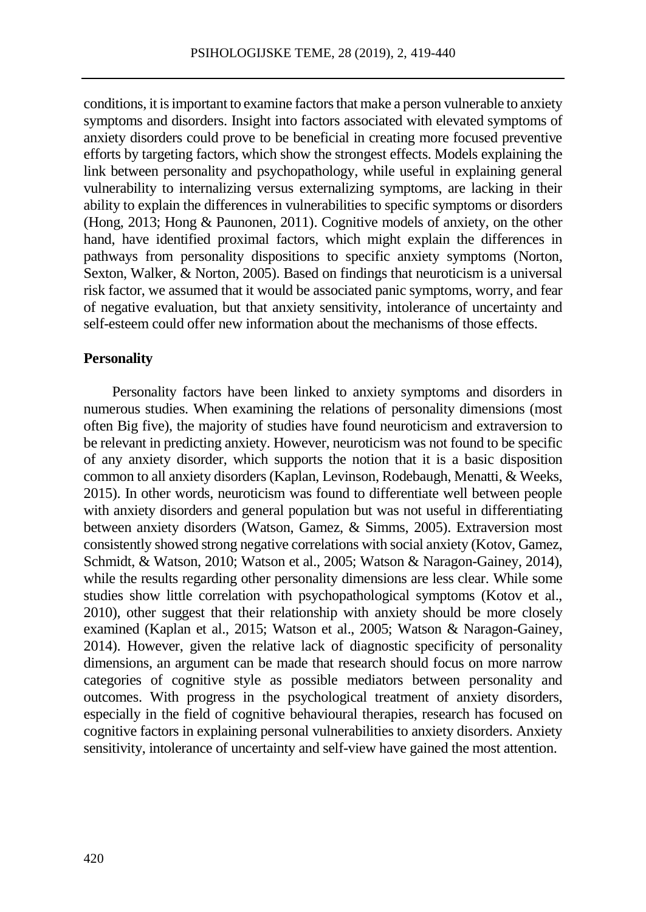conditions, it is important to examine factors that make a person vulnerable to anxiety symptoms and disorders. Insight into factors associated with elevated symptoms of anxiety disorders could prove to be beneficial in creating more focused preventive efforts by targeting factors, which show the strongest effects. Models explaining the link between personality and psychopathology, while useful in explaining general vulnerability to internalizing versus externalizing symptoms, are lacking in their ability to explain the differences in vulnerabilities to specific symptoms or disorders (Hong, 2013; Hong & Paunonen, 2011). Cognitive models of anxiety, on the other hand, have identified proximal factors, which might explain the differences in pathways from personality dispositions to specific anxiety symptoms (Norton, Sexton, Walker, & Norton, 2005). Based on findings that neuroticism is a universal risk factor, we assumed that it would be associated panic symptoms, worry, and fear of negative evaluation, but that anxiety sensitivity, intolerance of uncertainty and self-esteem could offer new information about the mechanisms of those effects.

## Personality

Personality factors have been linked to anxiety symptoms and disorders in numerous studies. When examining the relations of personality dimensions (most often Big five), the majority of studies have found neuroticism and extraversion to be relevant in predicting anxiety. However, neuroticism was not found to be specific of any anxiety disorder, which supports the notion that it is a basic disposition common to all anxiety disorders (Kaplan, Levinson, Rodebaugh, Menatti, & Weeks, 2015). In other words, neuroticism was found to differentiate well between people with anxiety disorders and general population but was not useful in differentiating between anxiety disorders (Watson, Gamez, & Simms, 2005). Extraversion most consistently showed strong negative correlations with social anxiety (Kotov, Gamez, Schmidt, & Watson, 2010; Watson et al., 2005; Watson & Naragon-Gainey, 2014), while the results regarding other personality dimensions are less clear. While some studies show little correlation with psychopathological symptoms (Kotov et al., 2010), other suggest that their relationship with anxiety should be more closely examined (Kaplan et al., 2015; Watson et al., 2005; Watson & Naragon-Gainey, 2014). However, given the relative lack of diagnostic specificity of personality dimensions, an argument can be made that research should focus on more narrow categories of cognitive style as possible mediators between personality and outcomes. With progress in the psychological treatment of anxiety disorders, especially in the field of cognitive behavioural therapies, research has focused on cognitive factors in explaining personal vulnerabilities to anxiety disorders. Anxiety sensitivity, intolerance of uncertainty and self-view have gained the most attention.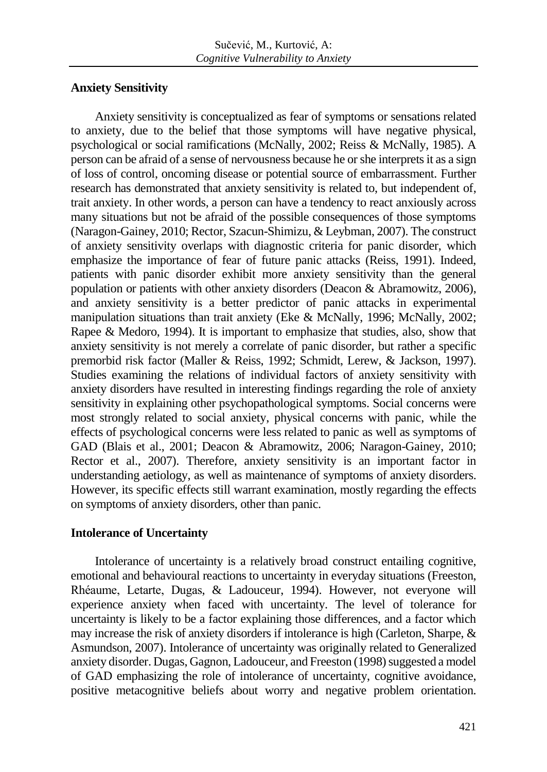## Anxiety Sensitivity

Anxiety sensitivity is conceptualized as fear of symptoms or sensations related to anxiety, due to the belief that those symptoms will have negative physical, psychological or social ramifications (McNally, 2002; Reiss & McNally, 1985). A person can be afraid of a sense of nervousness because he or she interprets it as a sign of loss of control, oncoming disease or potential source of embarrassment. Further research has demonstrated that anxiety sensitivity is related to, but independent of, trait anxiety. In other words, a person can have a tendency to react anxiously across many situations but not be afraid of the possible consequences of those symptoms (Naragon-Gainey, 2010; Rector, Szacun-Shimizu, & Leybman, 2007). The construct of anxiety sensitivity overlaps with diagnostic criteria for panic disorder, which emphasize the importance of fear of future panic attacks (Reiss, 1991). Indeed, patients with panic disorder exhibit more anxiety sensitivity than the general population or patients with other anxiety disorders (Deacon & Abramowitz, 2006), and anxiety sensitivity is a better predictor of panic attacks in experimental manipulation situations than trait anxiety (Eke & McNally, 1996; McNally, 2002; Rapee & Medoro, 1994). It is important to emphasize that studies, also, show that anxiety sensitivity is not merely a correlate of panic disorder, but rather a specific premorbid risk factor (Maller & Reiss, 1992; Schmidt, Lerew, & Jackson, 1997). Studies examining the relations of individual factors of anxiety sensitivity with anxiety disorders have resulted in interesting findings regarding the role of anxiety sensitivity in explaining other psychopathological symptoms. Social concerns were most strongly related to social anxiety, physical concerns with panic, while the effects of psychological concerns were less related to panic as well as symptoms of GAD (Blais et al., 2001; Deacon & Abramowitz, 2006; Naragon-Gainey, 2010; Rector et al., 2007). Therefore, anxiety sensitivity is an important factor in understanding aetiology, as well as maintenance of symptoms of anxiety disorders. However, its specific effects still warrant examination, mostly regarding the effects on symptoms of anxiety disorders, other than panic.

## Intolerance of Uncertainty

Intolerance of uncertainty is a relatively broad construct entailing cognitive, emotional and behavioural reactions to uncertainty in everyday situations (Freeston, Rhéaume, Letarte, Dugas, & Ladouceur, 1994). However, not everyone will experience anxiety when faced with uncertainty. The level of tolerance for uncertainty is likely to be a factor explaining those differences, and a factor which may increase the risk of anxiety disorders if intolerance is high (Carleton, Sharpe, & Asmundson, 2007). Intolerance of uncertainty was originally related to Generalized anxiety disorder. Dugas, Gagnon, Ladouceur, and Freeston (1998) suggested a model of GAD emphasizing the role of intolerance of uncertainty, cognitive avoidance, positive metacognitive beliefs about worry and negative problem orientation.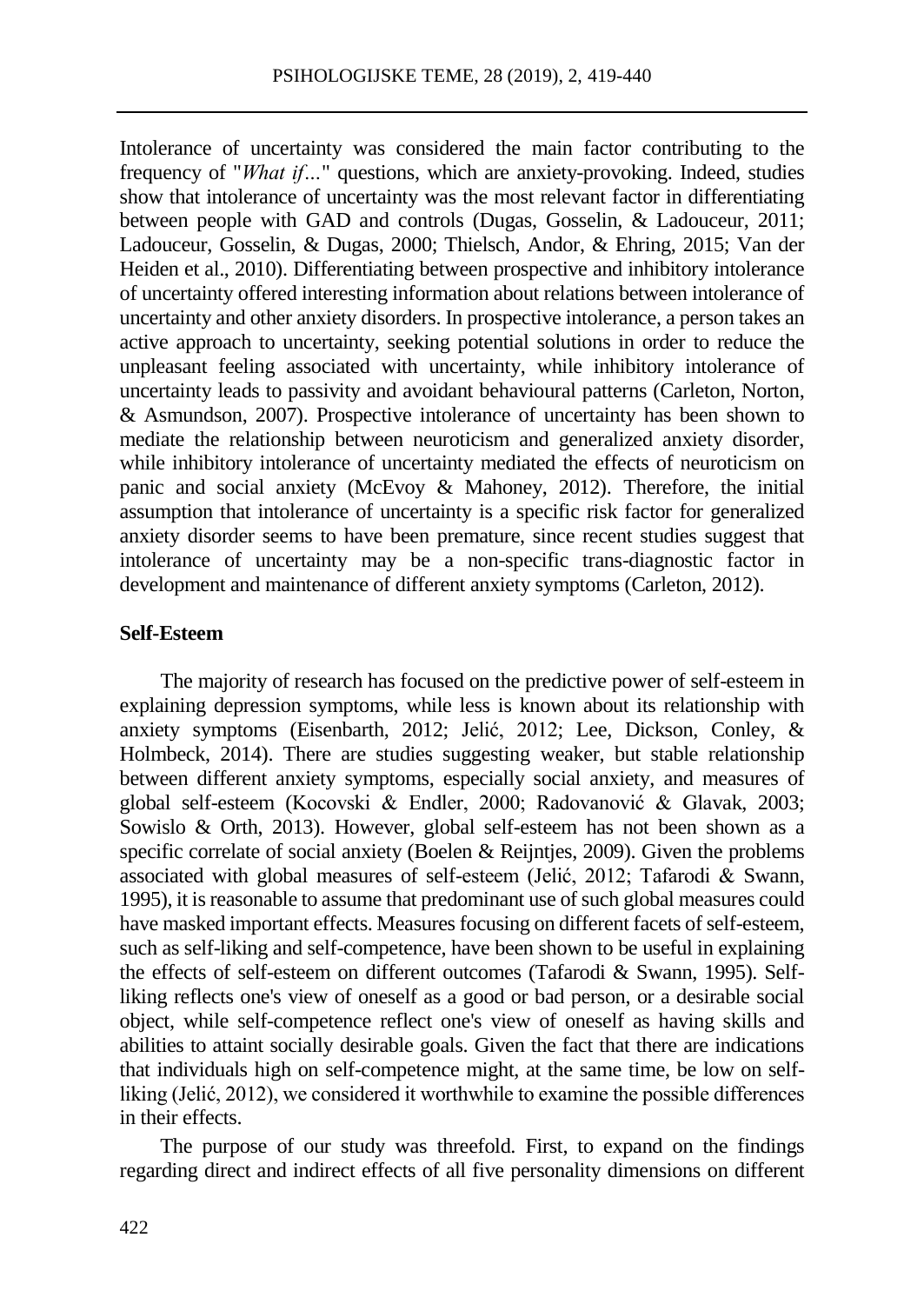Intolerance of uncertainty was considered the main factor contributing to the frequency of "*What if…*" questions, which are anxiety-provoking. Indeed, studies show that intolerance of uncertainty was the most relevant factor in differentiating between people with GAD and controls (Dugas, Gosselin, & Ladouceur, 2011; Ladouceur, Gosselin, & Dugas, 2000; Thielsch, Andor, & Ehring, 2015; Van der Heiden et al., 2010). Differentiating between prospective and inhibitory intolerance of uncertainty offered interesting information about relations between intolerance of uncertainty and other anxiety disorders. In prospective intolerance, a person takes an active approach to uncertainty, seeking potential solutions in order to reduce the unpleasant feeling associated with uncertainty, while inhibitory intolerance of uncertainty leads to passivity and avoidant behavioural patterns (Carleton, Norton, & Asmundson, 2007). Prospective intolerance of uncertainty has been shown to mediate the relationship between neuroticism and generalized anxiety disorder, while inhibitory intolerance of uncertainty mediated the effects of neuroticism on panic and social anxiety (McEvoy & Mahoney, 2012). Therefore, the initial assumption that intolerance of uncertainty is a specific risk factor for generalized anxiety disorder seems to have been premature, since recent studies suggest that intolerance of uncertainty may be a non-specific trans-diagnostic factor in development and maintenance of different anxiety symptoms (Carleton, 2012).

### Self-Esteem

The majority of research has focused on the predictive power of self-esteem in explaining depression symptoms, while less is known about its relationship with anxiety symptoms (Eisenbarth, 2012; Jelić, 2012; Lee, Dickson, Conley, & Holmbeck, 2014). There are studies suggesting weaker, but stable relationship between different anxiety symptoms, especially social anxiety, and measures of global self-esteem (Kocovski & Endler, 2000; Radovanović & Glavak, 2003; Sowislo & Orth, 2013). However, global self-esteem has not been shown as a specific correlate of social anxiety (Boelen & Reijntjes, 2009). Given the problems associated with global measures of self-esteem (Jelić, 2012; Tafarodi & Swann, 1995), it is reasonable to assume that predominant use of such global measures could have masked important effects. Measures focusing on different facets of self-esteem, such as self-liking and self-competence, have been shown to be useful in explaining the effects of self-esteem on different outcomes (Tafarodi & Swann, 1995). Self-liking reflects one's view of oneself as a good or bad person, or a desirable social object, while self-competence reflect one's view of oneself as having skills and abilities to attaint socially desirable goals. Given the fact that there are indications that individuals high on self-competence might, at the same time, be low on self-liking (Jelić, 2012), we considered it worthwhile to examine the possible differences in their effects.

The purpose of our study was threefold. First, to expand on the findings regarding direct and indirect effects of all five personality dimensions on different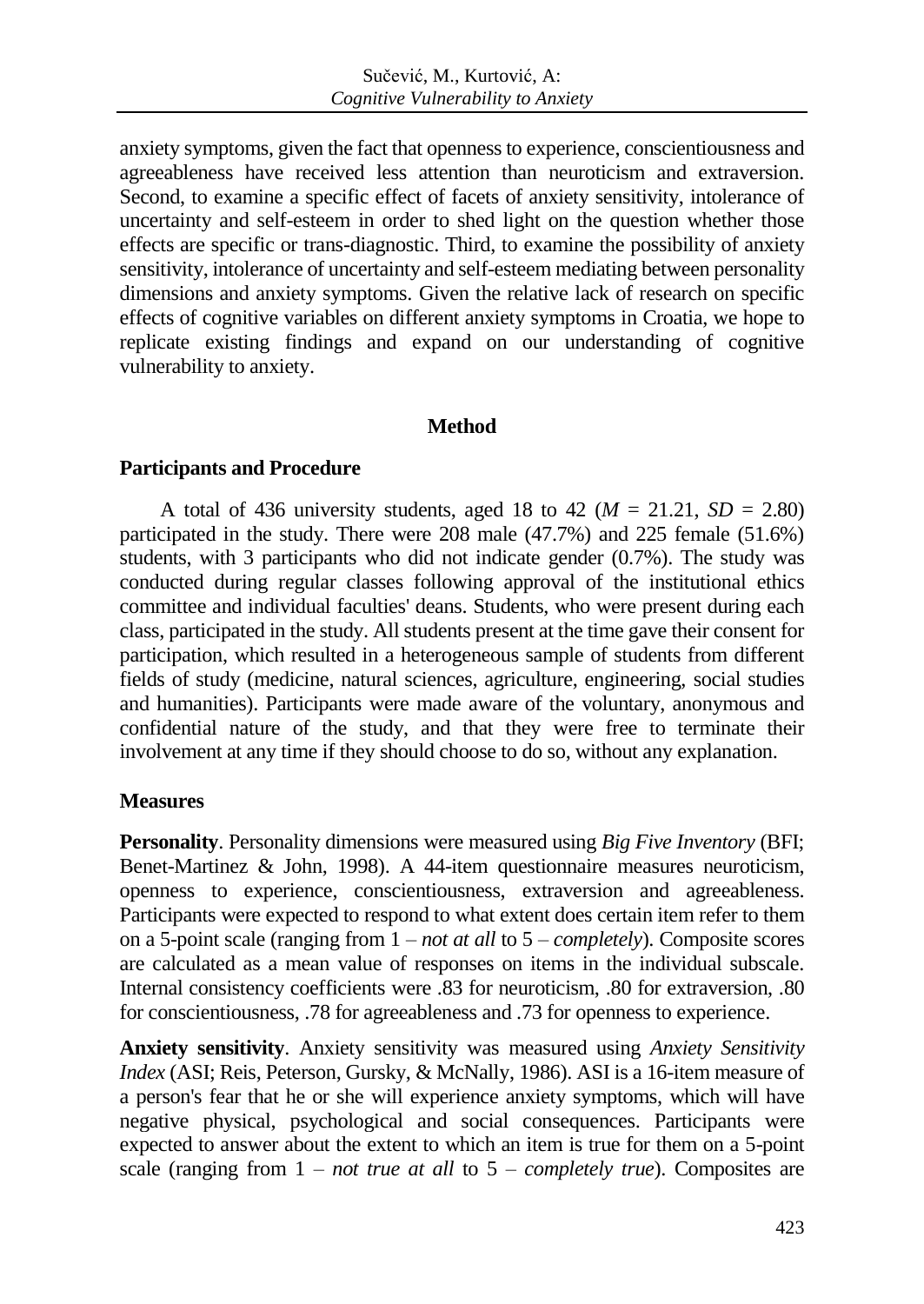anxiety symptoms, given the fact that openness to experience, conscientiousness and agreeableness have received less attention than neuroticism and extraversion. Second, to examine a specific effect of facets of anxiety sensitivity, intolerance of uncertainty and self-esteem in order to shed light on the question whether those effects are specific or trans-diagnostic. Third, to examine the possibility of anxiety sensitivity, intolerance of uncertainty and self-esteem mediating between personality dimensions and anxiety symptoms. Given the relative lack of research on specific effects of cognitive variables on different anxiety symptoms in Croatia, we hope to replicate existing findings and expand on our understanding of cognitive vulnerability to anxiety.

## Method

### Participants and Procedure

A total of 436 university students, aged 18 to 42 ($M$ = 21.21, $SD$ = 2.80) participated in the study. There were 208 male (47.7%) and 225 female (51.6%) students, with 3 participants who did not indicate gender (0.7%). The study was conducted during regular classes following approval of the institutional ethics committee and individual faculties' deans. Students, who were present during each class, participated in the study. All students present at the time gave their consent for participation, which resulted in a heterogeneous sample of students from different fields of study (medicine, natural sciences, agriculture, engineering, social studies and humanities). Participants were made aware of the voluntary, anonymous and confidential nature of the study, and that they were free to terminate their involvement at any time if they should choose to do so, without any explanation.

### Measures

**Personality**. Personality dimensions were measured using *Big Five Inventory* (BFI; Benet-Martinez & John, 1998). A 44-item questionnaire measures neuroticism, openness to experience, conscientiousness, extraversion and agreeableness. Participants were expected to respond to what extent does certain item refer to them on a 5-point scale (ranging from 1 – *not at all* to 5 – *completely*). Composite scores are calculated as a mean value of responses on items in the individual subscale. Internal consistency coefficients were .83 for neuroticism, .80 for extraversion, .80 for conscientiousness, .78 for agreeableness and .73 for openness to experience.

**Anxiety sensitivity**. Anxiety sensitivity was measured using *Anxiety Sensitivity Index* (ASI; Reis, Peterson, Gursky, & McNally, 1986). ASI is a 16-item measure of a person's fear that he or she will experience anxiety symptoms, which will have negative physical, psychological and social consequences. Participants were expected to answer about the extent to which an item is true for them on a 5-point scale (ranging from 1 – *not true at all* to 5 – *completely true*). Composites are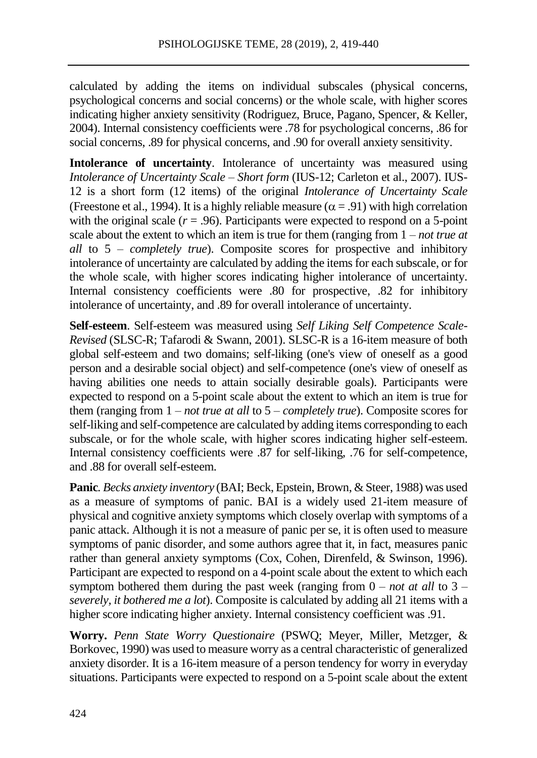calculated by adding the items on individual subscales (physical concerns, psychological concerns and social concerns) or the whole scale, with higher scores indicating higher anxiety sensitivity (Rodriguez, Bruce, Pagano, Spencer, & Keller, 2004). Internal consistency coefficients were .78 for psychological concerns, .86 for social concerns, .89 for physical concerns, and .90 for overall anxiety sensitivity.

**Intolerance of uncertainty**. Intolerance of uncertainty was measured using *Intolerance of Uncertainty Scale – Short form* (IUS-12; Carleton et al., 2007). IUS-12 is a short form (12 items) of the original *Intolerance of Uncertainty Scale* (Freestone et al., 1994). It is a highly reliable measure ($\alpha = .91$) with high correlation with the original scale ($r = .96$). Participants were expected to respond on a 5-point scale about the extent to which an item is true for them (ranging from 1 – *not true at all* to 5 – *completely true*). Composite scores for prospective and inhibitory intolerance of uncertainty are calculated by adding the items for each subscale, or for the whole scale, with higher scores indicating higher intolerance of uncertainty. Internal consistency coefficients were .80 for prospective, .82 for inhibitory intolerance of uncertainty, and .89 for overall intolerance of uncertainty.

**Self-esteem**. Self-esteem was measured using *Self Liking Self Competence Scale-Revised* (SLSC-R; Tafarodi & Swann, 2001). SLSC-R is a 16-item measure of both global self-esteem and two domains; self-liking (one's view of oneself as a good person and a desirable social object) and self-competence (one's view of oneself as having abilities one needs to attain socially desirable goals). Participants were expected to respond on a 5-point scale about the extent to which an item is true for them (ranging from 1 – *not true at all* to 5 – *completely true*). Composite scores for self-liking and self-competence are calculated by adding items corresponding to each subscale, or for the whole scale, with higher scores indicating higher self-esteem. Internal consistency coefficients were .87 for self-liking, .76 for self-competence, and .88 for overall self-esteem.

**Panic**. *Becks anxiety inventory* (BAI; Beck, Epstein, Brown, & Steer, 1988) was used as a measure of symptoms of panic. BAI is a widely used 21-item measure of physical and cognitive anxiety symptoms which closely overlap with symptoms of a panic attack. Although it is not a measure of panic per se, it is often used to measure symptoms of panic disorder, and some authors agree that it, in fact, measures panic rather than general anxiety symptoms (Cox, Cohen, Direnfeld, & Swinson, 1996). Participant are expected to respond on a 4-point scale about the extent to which each symptom bothered them during the past week (ranging from 0 – *not at all* to 3 – *severely, it bothered me a lot*). Composite is calculated by adding all 21 items with a higher score indicating higher anxiety. Internal consistency coefficient was .91.

**Worry.** *Penn State Worry Questionaire* (PSWQ; Meyer, Miller, Metzger, & Borkovec, 1990) was used to measure worry as a central characteristic of generalized anxiety disorder. It is a 16-item measure of a person tendency for worry in everyday situations. Participants were expected to respond on a 5-point scale about the extent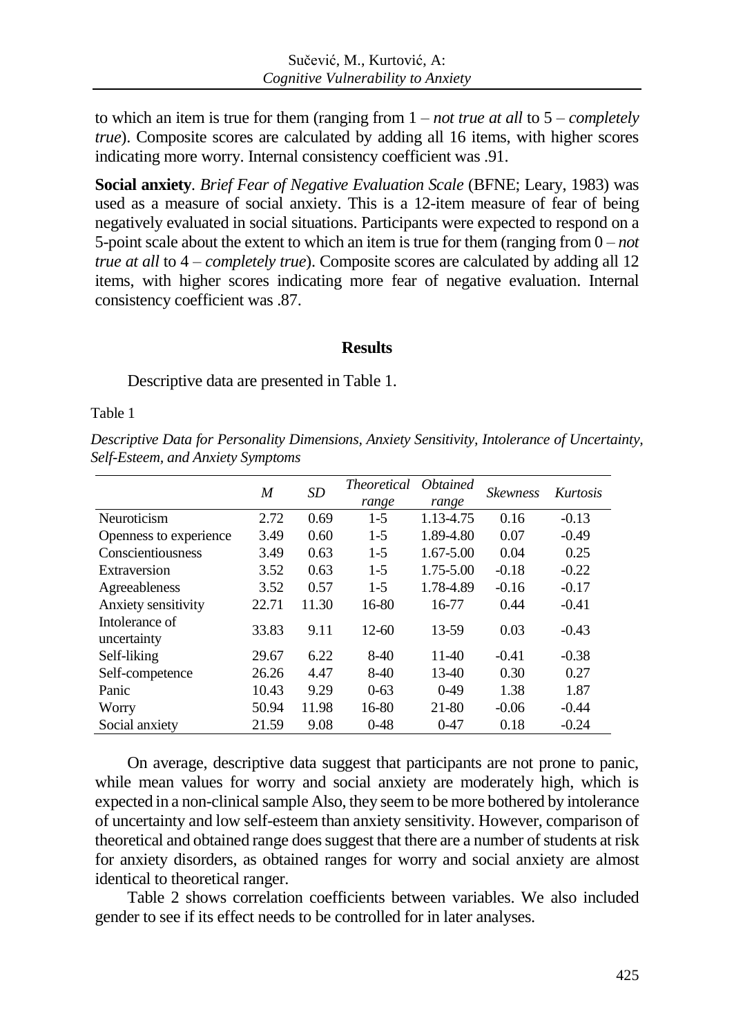to which an item is true for them (ranging from 1 – *not true at all* to 5 – *completely true*). Composite scores are calculated by adding all 16 items, with higher scores indicating more worry. Internal consistency coefficient was .91.

**Social anxiety**. *Brief Fear of Negative Evaluation Scale* (BFNE; Leary, 1983) was used as a measure of social anxiety. This is a 12-item measure of fear of being negatively evaluated in social situations. Participants were expected to respond on a 5-point scale about the extent to which an item is true for them (ranging from 0 – *not true at all* to 4 – *completely true*). Composite scores are calculated by adding all 12 items, with higher scores indicating more fear of negative evaluation. Internal consistency coefficient was .87.

## Results

Descriptive data are presented in Table 1.

Table 1

*Descriptive Data for Personality Dimensions, Anxiety Sensitivity, Intolerance of Uncertainty, Self-Esteem, and Anxiety Symptoms*

| | *M* | *SD* | *Theoretical range* | *Obtained range* | *Skewness* | *Kurtosis* |
|---|---|---|---|---|---|---|
| Neuroticism | 2.72 | 0.69 | 1-5 | 1.13-4.75 | 0.16 | -0.13 |
| Openness to experience | 3.49 | 0.60 | 1-5 | 1.89-4.80 | 0.07 | -0.49 |
| Conscientiousness | 3.49 | 0.63 | 1-5 | 1.67-5.00 | 0.04 | 0.25 |
| Extraversion | 3.52 | 0.63 | 1-5 | 1.75-5.00 | -0.18 | -0.22 |
| Agreeableness | 3.52 | 0.57 | 1-5 | 1.78-4.89 | -0.16 | -0.17 |
| Anxiety sensitivity | 22.71 | 11.30 | 16-80 | 16-77 | 0.44 | -0.41 |
| Intolerance of uncertainty | 33.83 | 9.11 | 12-60 | 13-59 | 0.03 | -0.43 |
| Self-liking | 29.67 | 6.22 | 8-40 | 11-40 | -0.41 | -0.38 |
| Self-competence | 26.26 | 4.47 | 8-40 | 13-40 | 0.30 | 0.27 |
| Panic | 10.43 | 9.29 | 0-63 | 0-49 | 1.38 | 1.87 |
| Worry | 50.94 | 11.98 | 16-80 | 21-80 | -0.06 | -0.44 |
| Social anxiety | 21.59 | 9.08 | 0-48 | 0-47 | 0.18 | -0.24 |

On average, descriptive data suggest that participants are not prone to panic, while mean values for worry and social anxiety are moderately high, which is expected in a non-clinical sample Also, they seem to be more bothered by intolerance of uncertainty and low self-esteem than anxiety sensitivity. However, comparison of theoretical and obtained range does suggest that there are a number of students at risk for anxiety disorders, as obtained ranges for worry and social anxiety are almost identical to theoretical ranger.

Table 2 shows correlation coefficients between variables. We also included gender to see if its effect needs to be controlled for in later analyses.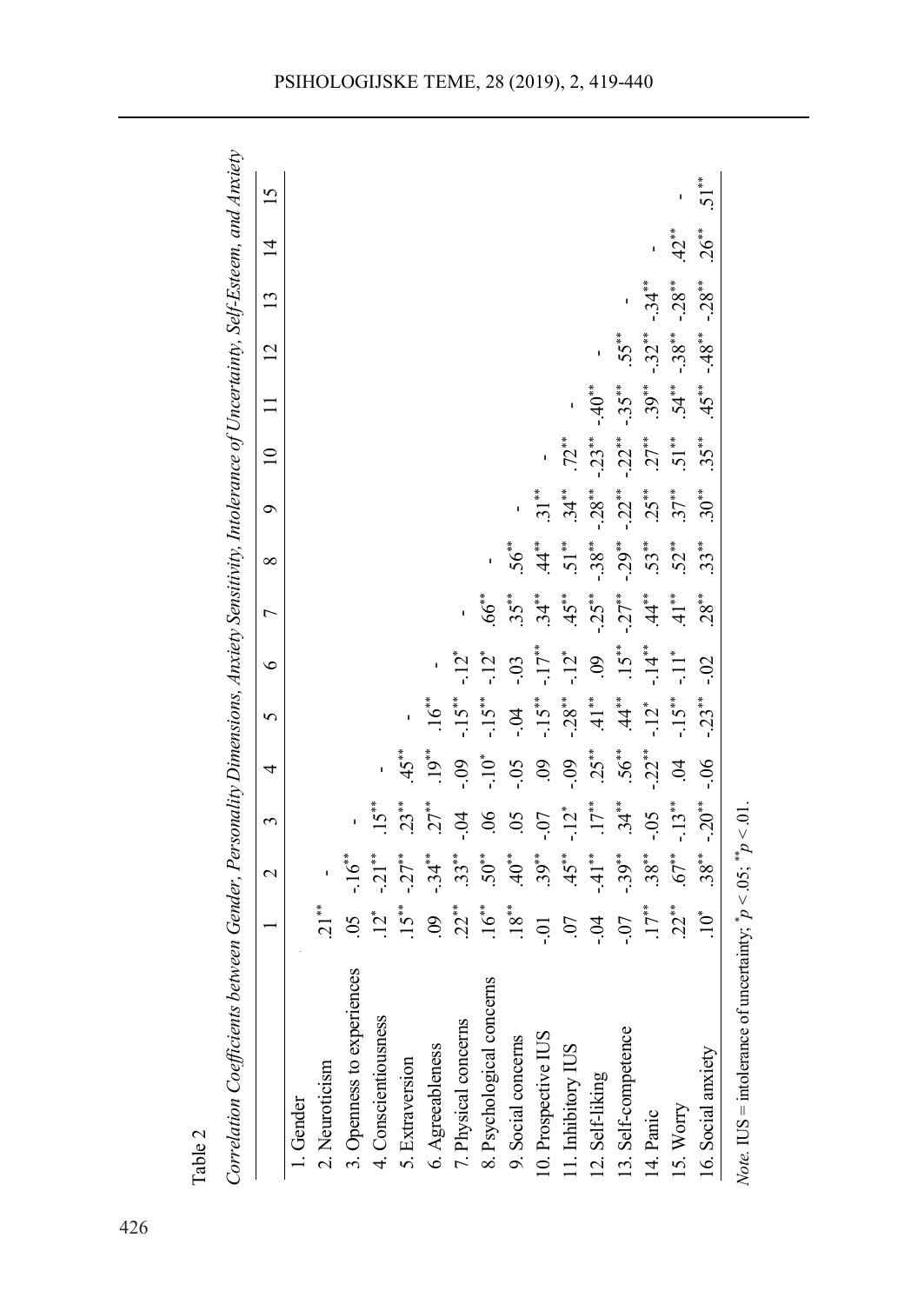Table 2

*Correlation Coefficients between Gender, Personality Dimensions, Anxiety Sensitivity, Intolerance of Uncertainty, Self-Esteem, and Anxiety*

| | 1 | 2 | 3 | 4 | 5 | 6 | 7 | 8 | 9 | 10 | 11 | 12 | 13 | 14 | 15 |
|---|---|---|---|---|---|---|---|---|---|---|---|---|---|---|---|
| 1. Gender | | | | | | | | | | | | | | | |
| 2. Neuroticism | .21** | - | | | | | | | | | | | | | |
| 3. Openness to experiences | .05 | -.16** | - | | | | | | | | | | | | |
| 4. Conscientiousness | .12* | -.21** | .15** | - | | | | | | | | | | | |
| 5. Extraversion | .15** | -.27** | .23** | .45** | - | | | | | | | | | | |
| 6. Agreeableness | .09 | -.34** | .27** | .19** | .16** | - | | | | | | | | | |
| 7. Physical concerns | .22** | .33** | -.04 | -.09 | -.15** | -.12* | - | | | | | | | | |
| 8. Psychological concerns | .16** | .50** | .06 | -.10* | -.15** | -.12* | .66** | - | | | | | | | |
| 9. Social concerns | .18** | .40** | .05 | -.05 | -.04 | -.03 | .35** | .56** | - | | | | | | |
| 10. Prospective IUS | -.01 | .39** | -.07 | .09 | -.15** | -.17** | .34** | .44** | .31** | - | | | | | |
| 11. Inhibitory IUS | .07 | .45** | -.12* | -.09 | -.28** | -.12* | .45** | .51** | .34** | .72** | - | | | | |
| 12. Self-liking | -.04 | -.41** | .17** | .25** | .41** | .09 | -.25** | -.38** | -.28** | -.23** | -.40** | - | | | |
| 13. Self-competence | -.07 | -.39** | .34** | .56** | .44** | .15** | -.27** | -.29** | -.22** | -.22** | -.35** | .55** | - | | |
| 14. Panic | .17** | .38** | -.05 | -.22** | -.12* | -.14** | .44** | .53** | .25** | .27** | .39** | -.32** | -.34** | - | |
| 15. Worry | .22** | .67** | -.13** | .04 | -.15** | -.11* | .41** | .52** | .37** | .51** | .54** | -.38** | -.28** | .42** | - |
| 16. Social anxiety | .10* | .38** | -.20** | -.06 | -.23** | -.02 | .28** | .33** | .30** | .35** | .45** | -.48** | -.28** | .26** | .51** |

*Note.* IUS = intolerance of uncertainty; *$p < .05$; **$p < .01$.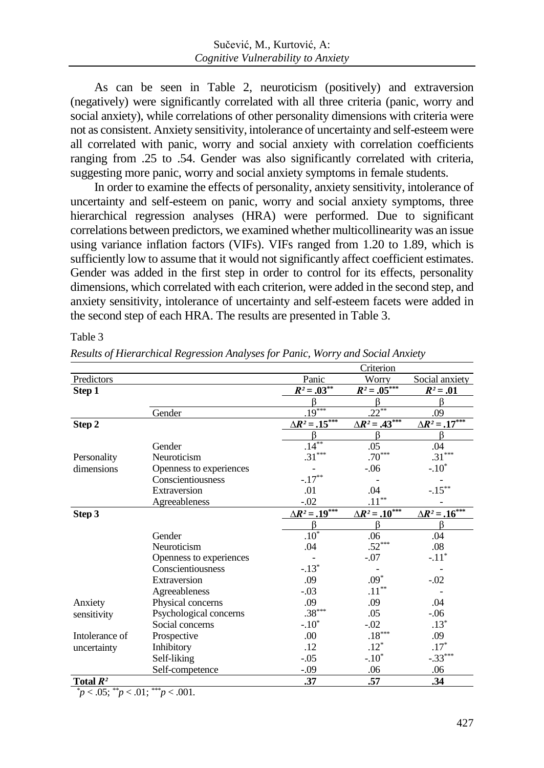As can be seen in Table 2, neuroticism (positively) and extraversion (negatively) were significantly correlated with all three criteria (panic, worry and social anxiety), while correlations of other personality dimensions with criteria were not as consistent. Anxiety sensitivity, intolerance of uncertainty and self-esteem were all correlated with panic, worry and social anxiety with correlation coefficients ranging from .25 to .54. Gender was also significantly correlated with criteria, suggesting more panic, worry and social anxiety symptoms in female students.

In order to examine the effects of personality, anxiety sensitivity, intolerance of uncertainty and self-esteem on panic, worry and social anxiety symptoms, three hierarchical regression analyses (HRA) were performed. Due to significant correlations between predictors, we examined whether multicollinearity was an issue using variance inflation factors (VIFs). VIFs ranged from 1.20 to 1.89, which is sufficiently low to assume that it would not significantly affect coefficient estimates. Gender was added in the first step in order to control for its effects, personality dimensions, which correlated with each criterion, were added in the second step, and anxiety sensitivity, intolerance of uncertainty and self-esteem facets were added in the second step of each HRA. The results are presented in Table 3.

Table 3

*Results of Hierarchical Regression Analyses for Panic, Worry and Social Anxiety*

| | | Criterion | | |
|---|---|---|---|---|
| Predictors | | Panic | Worry | Social anxiety |
| **Step 1** | | $R^2 = .03^{**}$ | $R^2 = .05^{***}$ | $R^2 = .01$ |
| | | β | β | β |
| | Gender | $.19^{***}$ | $.22^{**}$ | .09 |
| **Step 2** | | $\Delta R^2 = .15^{***}$ | $\Delta R^2 = .43^{***}$ | $\Delta R^2 = .17^{***}$ |
| | | β | β | β |
| | Gender | $.14^{**}$ | .05 | .04 |
| Personality dimensions | Neuroticism | $.31^{***}$ | $.70^{***}$ | $.31^{***}$ |
| | Openness to experiences | - | -.06 | $-.10^{*}$ |
| | Conscientiousness | $-.17^{**}$ | - | - |
| | Extraversion | .01 | .04 | $-.15^{**}$ |
| | Agreeableness | -.02 | $.11^{**}$ | - |
| **Step 3** | | $\Delta R^2 = .19^{***}$ | $\Delta R^2 = .10^{***}$ | $\Delta R^2 = .16^{***}$ |
| | | β | β | β |
| | Gender | $.10^{*}$ | .06 | .04 |
| | Neuroticism | .04 | $.52^{***}$ | .08 |
| | Openness to experiences | - | -.07 | $-.11^{*}$ |
| | Conscientiousness | $-.13^{*}$ | - | - |
| | Extraversion | .09 | $.09^{*}$ | -.02 |
| | Agreeableness | -.03 | $.11^{**}$ | - |
| Anxiety sensitivity | Physical concerns | .09 | .09 | .04 |
| | Psychological concerns | $.38^{***}$ | .05 | -.06 |
| | Social concerns | $-.10^{*}$ | -.02 | $.13^{*}$ |
| Intolerance of uncertainty | Prospective | .00 | $.18^{***}$ | .09 |
| | Inhibitory | .12 | $.12^{*}$ | $.17^{*}$ |
| | Self-liking | -.05 | $-.10^{*}$ | $-.33^{***}$ |
| | Self-competence | -.09 | .06 | .06 |
| **Total $R^2$** | | **.37** | **.57** | **.34** |

$^{*}p < .05$; $^{**}p < .01$; $^{***}p < .001$.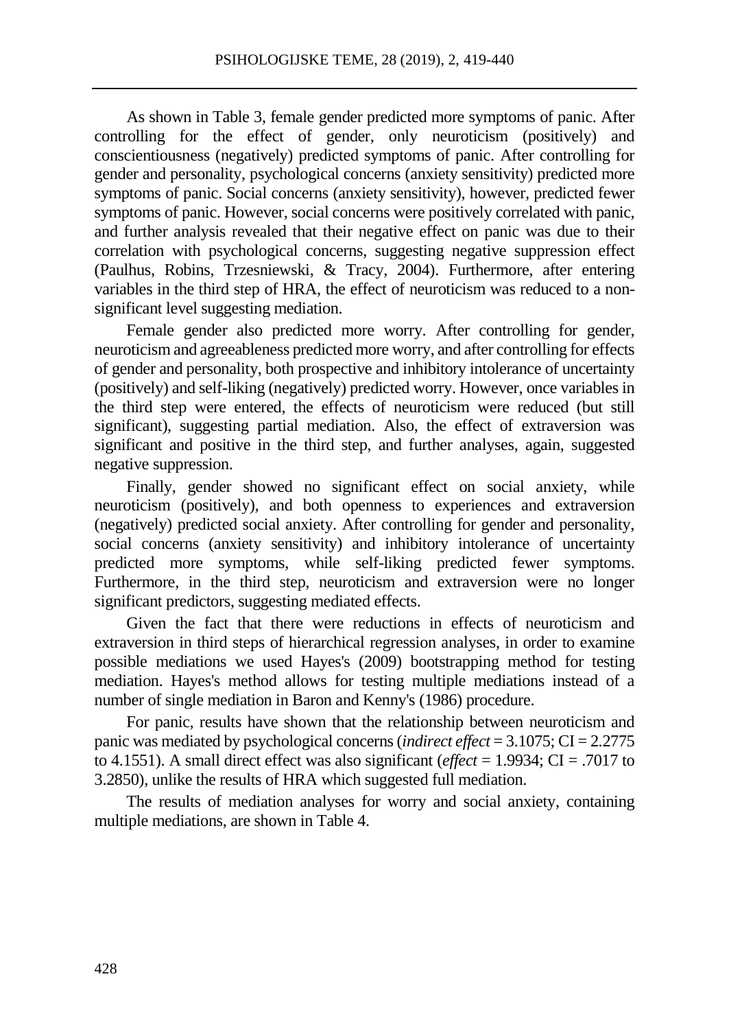As shown in Table 3, female gender predicted more symptoms of panic. After controlling for the effect of gender, only neuroticism (positively) and conscientiousness (negatively) predicted symptoms of panic. After controlling for gender and personality, psychological concerns (anxiety sensitivity) predicted more symptoms of panic. Social concerns (anxiety sensitivity), however, predicted fewer symptoms of panic. However, social concerns were positively correlated with panic, and further analysis revealed that their negative effect on panic was due to their correlation with psychological concerns, suggesting negative suppression effect (Paulhus, Robins, Trzesniewski, & Tracy, 2004). Furthermore, after entering variables in the third step of HRA, the effect of neuroticism was reduced to a non-significant level suggesting mediation.

Female gender also predicted more worry. After controlling for gender, neuroticism and agreeableness predicted more worry, and after controlling for effects of gender and personality, both prospective and inhibitory intolerance of uncertainty (positively) and self-liking (negatively) predicted worry. However, once variables in the third step were entered, the effects of neuroticism were reduced (but still significant), suggesting partial mediation. Also, the effect of extraversion was significant and positive in the third step, and further analyses, again, suggested negative suppression.

Finally, gender showed no significant effect on social anxiety, while neuroticism (positively), and both openness to experiences and extraversion (negatively) predicted social anxiety. After controlling for gender and personality, social concerns (anxiety sensitivity) and inhibitory intolerance of uncertainty predicted more symptoms, while self-liking predicted fewer symptoms. Furthermore, in the third step, neuroticism and extraversion were no longer significant predictors, suggesting mediated effects.

Given the fact that there were reductions in effects of neuroticism and extraversion in third steps of hierarchical regression analyses, in order to examine possible mediations we used Hayes's (2009) bootstrapping method for testing mediation. Hayes's method allows for testing multiple mediations instead of a number of single mediation in Baron and Kenny's (1986) procedure.

For panic, results have shown that the relationship between neuroticism and panic was mediated by psychological concerns (*indirect effect* = 3.1075; CI = 2.2775 to 4.1551). A small direct effect was also significant (*effect* = 1.9934; CI = .7017 to 3.2850), unlike the results of HRA which suggested full mediation.

The results of mediation analyses for worry and social anxiety, containing multiple mediations, are shown in Table 4.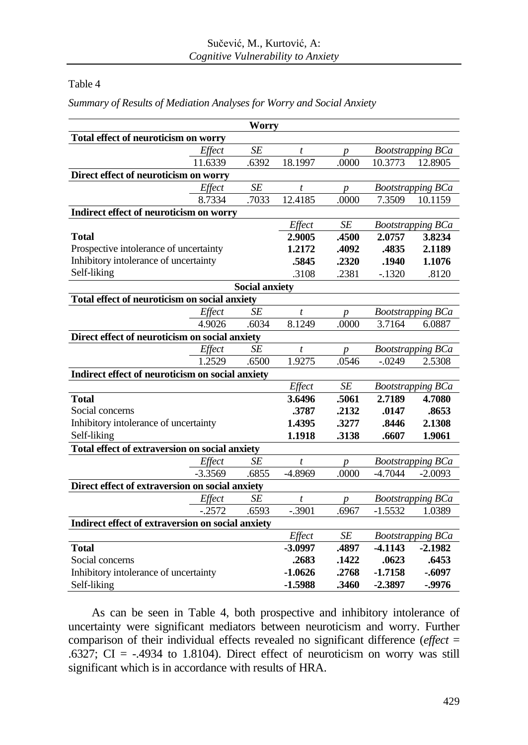Table 4

*Summary of Results of Mediation Analyses for Worry and Social Anxiety*

| | | | | | | |
|---|---|---|---|---|---|---|
| | | **Worry** | | | | |
| **Total effect of neuroticism on worry** | | | | | | |
| | *Effect* | *SE* | *t* | *p* | *Bootstrapping BCa* | |
| | 11.6339 | .6392 | 18.1997 | .0000 | 10.3773 | 12.8905 |
| **Direct effect of neuroticism on worry** | | | | | | |
| | *Effect* | *SE* | *t* | *p* | *Bootstrapping BCa* | |
| | 8.7334 | .7033 | 12.4185 | .0000 | 7.3509 | 10.1159 |
| **Indirect effect of neuroticism on worry** | | | | | | |
| | | | *Effect* | *SE* | *Bootstrapping BCa* | |
| **Total** | | | **2.9005** | **.4500** | **2.0757** | **3.8234** |
| Prospective intolerance of uncertainty | | | **1.2172** | **.4092** | **.4835** | **2.1189** |
| Inhibitory intolerance of uncertainty | | | **.5845** | **.2320** | **.1940** | **1.1076** |
| Self-liking | | | .3108 | .2381 | -.1320 | .8120 |
| | | **Social anxiety** | | | | |
| **Total effect of neuroticism on social anxiety** | | | | | | |
| | *Effect* | *SE* | *t* | *p* | *Bootstrapping BCa* | |
| | 4.9026 | .6034 | 8.1249 | .0000 | 3.7164 | 6.0887 |
| **Direct effect of neuroticism on social anxiety** | | | | | | |
| | *Effect* | *SE* | *t* | *p* | *Bootstrapping BCa* | |
| | 1.2529 | .6500 | 1.9275 | .0546 | -.0249 | 2.5308 |
| **Indirect effect of neuroticism on social anxiety** | | | | | | |
| | | | *Effect* | *SE* | *Bootstrapping BCa* | |
| **Total** | | | **3.6496** | **.5061** | **2.7189** | **4.7080** |
| Social concerns | | | **.3787** | **.2132** | **.0147** | **.8653** |
| Inhibitory intolerance of uncertainty | | | **1.4395** | **.3277** | **.8446** | **2.1308** |
| Self-liking | | | **1.1918** | **.3138** | **.6607** | **1.9061** |
| **Total effect of extraversion on social anxiety** | | | | | | |
| | *Effect* | *SE* | *t* | *p* | *Bootstrapping BCa* | |
| | -3.3569 | .6855 | -4.8969 | .0000 | -4.7044 | -2.0093 |
| **Direct effect of extraversion on social anxiety** | | | | | | |
| | *Effect* | *SE* | *t* | *p* | *Bootstrapping BCa* | |
| | -.2572 | .6593 | -.3901 | .6967 | -1.5532 | 1.0389 |
| **Indirect effect of extraversion on social anxiety** | | | | | | |
| | | | *Effect* | *SE* | *Bootstrapping BCa* | |
| **Total** | | | **-3.0997** | **.4897** | **-4.1143** | **-2.1982** |
| Social concerns | | | **.2683** | **.1422** | **.0623** | **.6453** |
| Inhibitory intolerance of uncertainty | | | **-1.0626** | **.2768** | **-1.7158** | **-.6097** |
| Self-liking | | | **-1.5988** | **.3460** | **-2.3897** | **-.9976** |

As can be seen in Table 4, both prospective and inhibitory intolerance of uncertainty were significant mediators between neuroticism and worry. Further comparison of their individual effects revealed no significant difference (*effect* = .6327; CI = -.4934 to 1.8104). Direct effect of neuroticism on worry was still significant which is in accordance with results of HRA.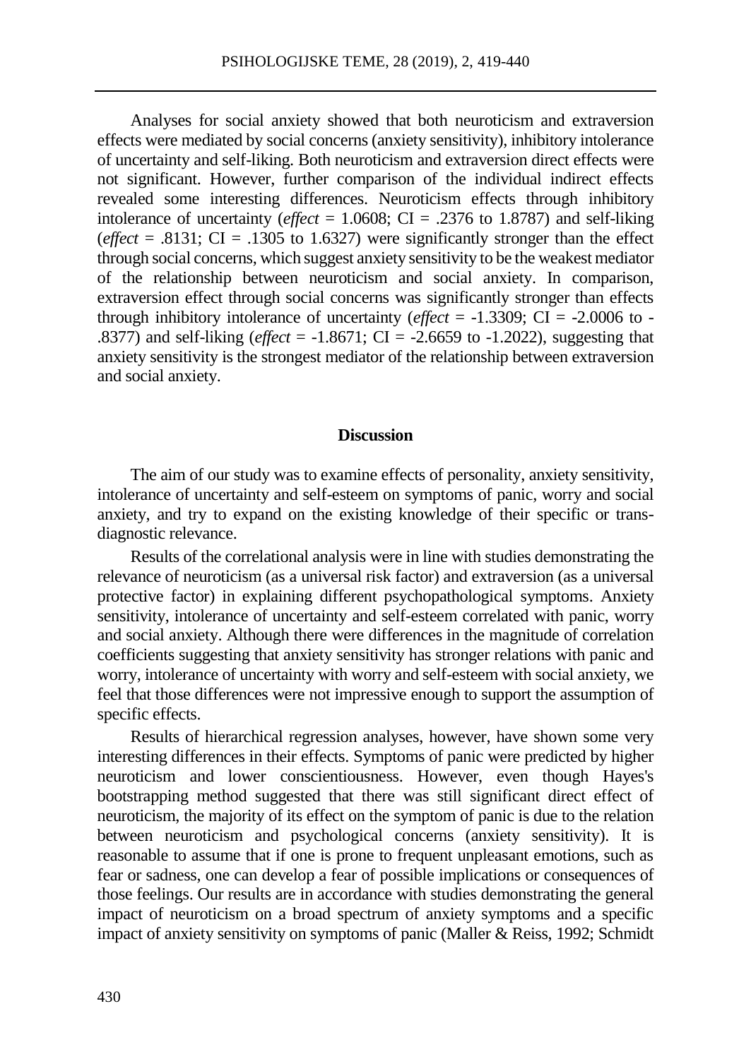Analyses for social anxiety showed that both neuroticism and extraversion effects were mediated by social concerns (anxiety sensitivity), inhibitory intolerance of uncertainty and self-liking. Both neuroticism and extraversion direct effects were not significant. However, further comparison of the individual indirect effects revealed some interesting differences. Neuroticism effects through inhibitory intolerance of uncertainty (*effect* = 1.0608; CI = .2376 to 1.8787) and self-liking (*effect* = .8131; CI = .1305 to 1.6327) were significantly stronger than the effect through social concerns, which suggest anxiety sensitivity to be the weakest mediator of the relationship between neuroticism and social anxiety. In comparison, extraversion effect through social concerns was significantly stronger than effects through inhibitory intolerance of uncertainty (*effect* = -1.3309; CI = -2.0006 to -.8377) and self-liking (*effect* = -1.8671; CI = -2.6659 to -1.2022), suggesting that anxiety sensitivity is the strongest mediator of the relationship between extraversion and social anxiety.

## Discussion

The aim of our study was to examine effects of personality, anxiety sensitivity, intolerance of uncertainty and self-esteem on symptoms of panic, worry and social anxiety, and try to expand on the existing knowledge of their specific or trans-diagnostic relevance.

Results of the correlational analysis were in line with studies demonstrating the relevance of neuroticism (as a universal risk factor) and extraversion (as a universal protective factor) in explaining different psychopathological symptoms. Anxiety sensitivity, intolerance of uncertainty and self-esteem correlated with panic, worry and social anxiety. Although there were differences in the magnitude of correlation coefficients suggesting that anxiety sensitivity has stronger relations with panic and worry, intolerance of uncertainty with worry and self-esteem with social anxiety, we feel that those differences were not impressive enough to support the assumption of specific effects.

Results of hierarchical regression analyses, however, have shown some very interesting differences in their effects. Symptoms of panic were predicted by higher neuroticism and lower conscientiousness. However, even though Hayes's bootstrapping method suggested that there was still significant direct effect of neuroticism, the majority of its effect on the symptom of panic is due to the relation between neuroticism and psychological concerns (anxiety sensitivity). It is reasonable to assume that if one is prone to frequent unpleasant emotions, such as fear or sadness, one can develop a fear of possible implications or consequences of those feelings. Our results are in accordance with studies demonstrating the general impact of neuroticism on a broad spectrum of anxiety symptoms and a specific impact of anxiety sensitivity on symptoms of panic (Maller & Reiss, 1992; Schmidt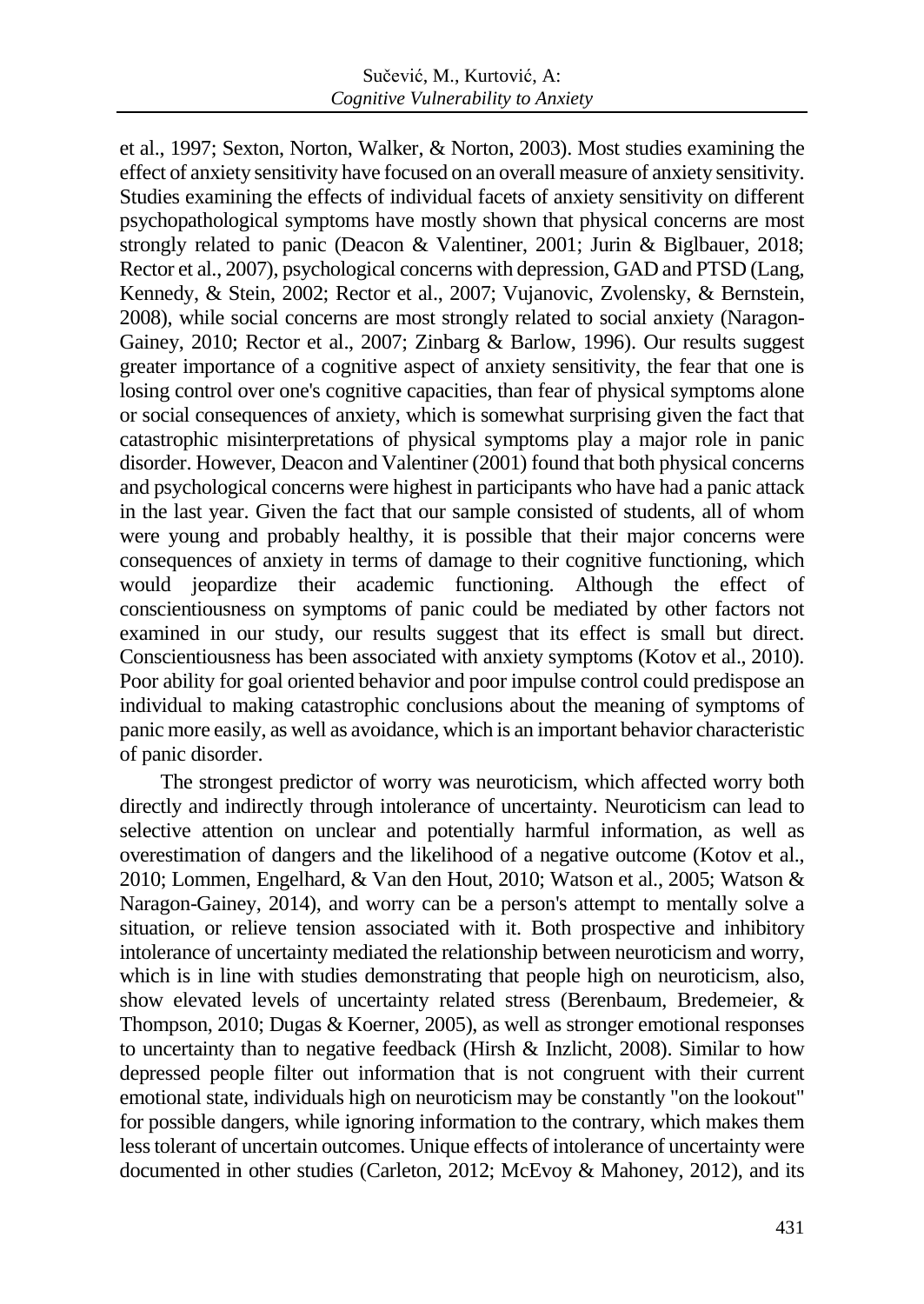et al., 1997; Sexton, Norton, Walker, & Norton, 2003). Most studies examining the effect of anxiety sensitivity have focused on an overall measure of anxiety sensitivity. Studies examining the effects of individual facets of anxiety sensitivity on different psychopathological symptoms have mostly shown that physical concerns are most strongly related to panic (Deacon & Valentiner, 2001; Jurin & Biglbauer, 2018; Rector et al., 2007), psychological concerns with depression, GAD and PTSD (Lang, Kennedy, & Stein, 2002; Rector et al., 2007; Vujanovic, Zvolensky, & Bernstein, 2008), while social concerns are most strongly related to social anxiety (Naragon-Gainey, 2010; Rector et al., 2007; Zinbarg & Barlow, 1996). Our results suggest greater importance of a cognitive aspect of anxiety sensitivity, the fear that one is losing control over one's cognitive capacities, than fear of physical symptoms alone or social consequences of anxiety, which is somewhat surprising given the fact that catastrophic misinterpretations of physical symptoms play a major role in panic disorder. However, Deacon and Valentiner (2001) found that both physical concerns and psychological concerns were highest in participants who have had a panic attack in the last year. Given the fact that our sample consisted of students, all of whom were young and probably healthy, it is possible that their major concerns were consequences of anxiety in terms of damage to their cognitive functioning, which would jeopardize their academic functioning. Although the effect of conscientiousness on symptoms of panic could be mediated by other factors not examined in our study, our results suggest that its effect is small but direct. Conscientiousness has been associated with anxiety symptoms (Kotov et al., 2010). Poor ability for goal oriented behavior and poor impulse control could predispose an individual to making catastrophic conclusions about the meaning of symptoms of panic more easily, as well as avoidance, which is an important behavior characteristic of panic disorder.

The strongest predictor of worry was neuroticism, which affected worry both directly and indirectly through intolerance of uncertainty. Neuroticism can lead to selective attention on unclear and potentially harmful information, as well as overestimation of dangers and the likelihood of a negative outcome (Kotov et al., 2010; Lommen, Engelhard, & Van den Hout, 2010; Watson et al., 2005; Watson & Naragon-Gainey, 2014), and worry can be a person's attempt to mentally solve a situation, or relieve tension associated with it. Both prospective and inhibitory intolerance of uncertainty mediated the relationship between neuroticism and worry, which is in line with studies demonstrating that people high on neuroticism, also, show elevated levels of uncertainty related stress (Berenbaum, Bredemeier, & Thompson, 2010; Dugas & Koerner, 2005), as well as stronger emotional responses to uncertainty than to negative feedback (Hirsh & Inzlicht, 2008). Similar to how depressed people filter out information that is not congruent with their current emotional state, individuals high on neuroticism may be constantly "on the lookout" for possible dangers, while ignoring information to the contrary, which makes them less tolerant of uncertain outcomes. Unique effects of intolerance of uncertainty were documented in other studies (Carleton, 2012; McEvoy & Mahoney, 2012), and its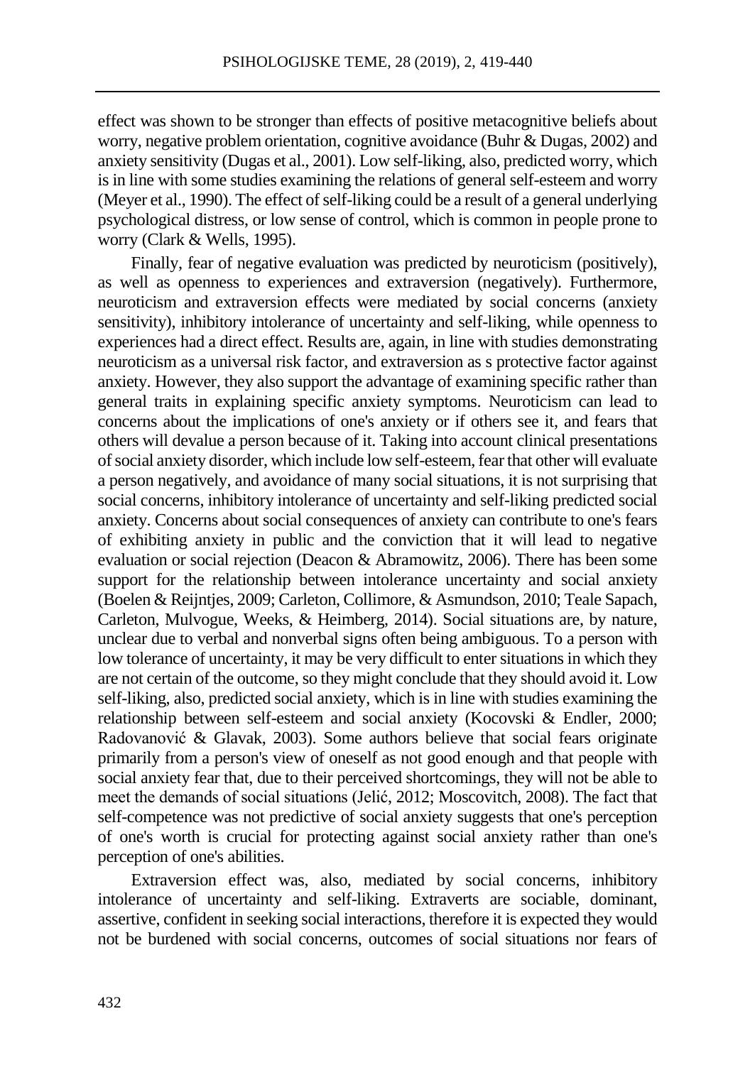effect was shown to be stronger than effects of positive metacognitive beliefs about worry, negative problem orientation, cognitive avoidance (Buhr & Dugas, 2002) and anxiety sensitivity (Dugas et al., 2001). Low self-liking, also, predicted worry, which is in line with some studies examining the relations of general self-esteem and worry (Meyer et al., 1990). The effect of self-liking could be a result of a general underlying psychological distress, or low sense of control, which is common in people prone to worry (Clark & Wells, 1995).

Finally, fear of negative evaluation was predicted by neuroticism (positively), as well as openness to experiences and extraversion (negatively). Furthermore, neuroticism and extraversion effects were mediated by social concerns (anxiety sensitivity), inhibitory intolerance of uncertainty and self-liking, while openness to experiences had a direct effect. Results are, again, in line with studies demonstrating neuroticism as a universal risk factor, and extraversion as s protective factor against anxiety. However, they also support the advantage of examining specific rather than general traits in explaining specific anxiety symptoms. Neuroticism can lead to concerns about the implications of one's anxiety or if others see it, and fears that others will devalue a person because of it. Taking into account clinical presentations of social anxiety disorder, which include low self-esteem, fear that other will evaluate a person negatively, and avoidance of many social situations, it is not surprising that social concerns, inhibitory intolerance of uncertainty and self-liking predicted social anxiety. Concerns about social consequences of anxiety can contribute to one's fears of exhibiting anxiety in public and the conviction that it will lead to negative evaluation or social rejection (Deacon & Abramowitz, 2006). There has been some support for the relationship between intolerance uncertainty and social anxiety (Boelen & Reijntjes, 2009; Carleton, Collimore, & Asmundson, 2010; Teale Sapach, Carleton, Mulvogue, Weeks, & Heimberg, 2014). Social situations are, by nature, unclear due to verbal and nonverbal signs often being ambiguous. To a person with low tolerance of uncertainty, it may be very difficult to enter situations in which they are not certain of the outcome, so they might conclude that they should avoid it. Low self-liking, also, predicted social anxiety, which is in line with studies examining the relationship between self-esteem and social anxiety (Kocovski & Endler, 2000; Radovanović & Glavak, 2003). Some authors believe that social fears originate primarily from a person's view of oneself as not good enough and that people with social anxiety fear that, due to their perceived shortcomings, they will not be able to meet the demands of social situations (Jelić, 2012; Moscovitch, 2008). The fact that self-competence was not predictive of social anxiety suggests that one's perception of one's worth is crucial for protecting against social anxiety rather than one's perception of one's abilities.

Extraversion effect was, also, mediated by social concerns, inhibitory intolerance of uncertainty and self-liking. Extraverts are sociable, dominant, assertive, confident in seeking social interactions, therefore it is expected they would not be burdened with social concerns, outcomes of social situations nor fears of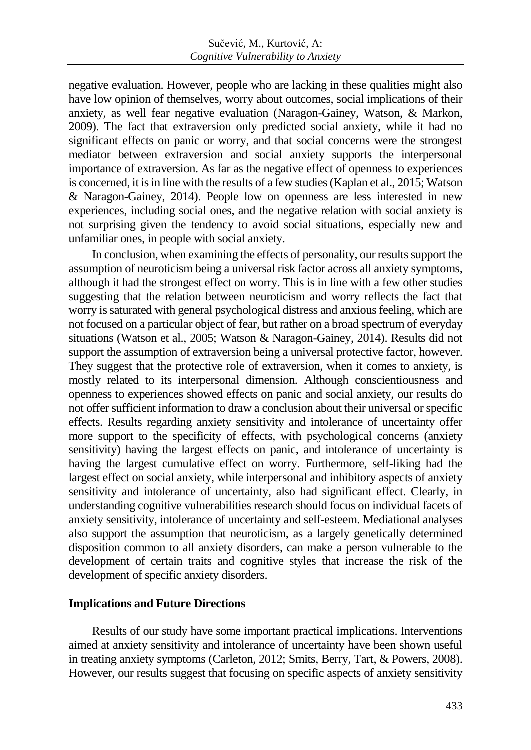negative evaluation. However, people who are lacking in these qualities might also have low opinion of themselves, worry about outcomes, social implications of their anxiety, as well fear negative evaluation (Naragon-Gainey, Watson, & Markon, 2009). The fact that extraversion only predicted social anxiety, while it had no significant effects on panic or worry, and that social concerns were the strongest mediator between extraversion and social anxiety supports the interpersonal importance of extraversion. As far as the negative effect of openness to experiences is concerned, it is in line with the results of a few studies (Kaplan et al., 2015; Watson & Naragon-Gainey, 2014). People low on openness are less interested in new experiences, including social ones, and the negative relation with social anxiety is not surprising given the tendency to avoid social situations, especially new and unfamiliar ones, in people with social anxiety.

In conclusion, when examining the effects of personality, our results support the assumption of neuroticism being a universal risk factor across all anxiety symptoms, although it had the strongest effect on worry. This is in line with a few other studies suggesting that the relation between neuroticism and worry reflects the fact that worry is saturated with general psychological distress and anxious feeling, which are not focused on a particular object of fear, but rather on a broad spectrum of everyday situations (Watson et al., 2005; Watson & Naragon-Gainey, 2014). Results did not support the assumption of extraversion being a universal protective factor, however. They suggest that the protective role of extraversion, when it comes to anxiety, is mostly related to its interpersonal dimension. Although conscientiousness and openness to experiences showed effects on panic and social anxiety, our results do not offer sufficient information to draw a conclusion about their universal or specific effects. Results regarding anxiety sensitivity and intolerance of uncertainty offer more support to the specificity of effects, with psychological concerns (anxiety sensitivity) having the largest effects on panic, and intolerance of uncertainty is having the largest cumulative effect on worry. Furthermore, self-liking had the largest effect on social anxiety, while interpersonal and inhibitory aspects of anxiety sensitivity and intolerance of uncertainty, also had significant effect. Clearly, in understanding cognitive vulnerabilities research should focus on individual facets of anxiety sensitivity, intolerance of uncertainty and self-esteem. Mediational analyses also support the assumption that neuroticism, as a largely genetically determined disposition common to all anxiety disorders, can make a person vulnerable to the development of certain traits and cognitive styles that increase the risk of the development of specific anxiety disorders.

## Implications and Future Directions

Results of our study have some important practical implications. Interventions aimed at anxiety sensitivity and intolerance of uncertainty have been shown useful in treating anxiety symptoms (Carleton, 2012; Smits, Berry, Tart, & Powers, 2008). However, our results suggest that focusing on specific aspects of anxiety sensitivity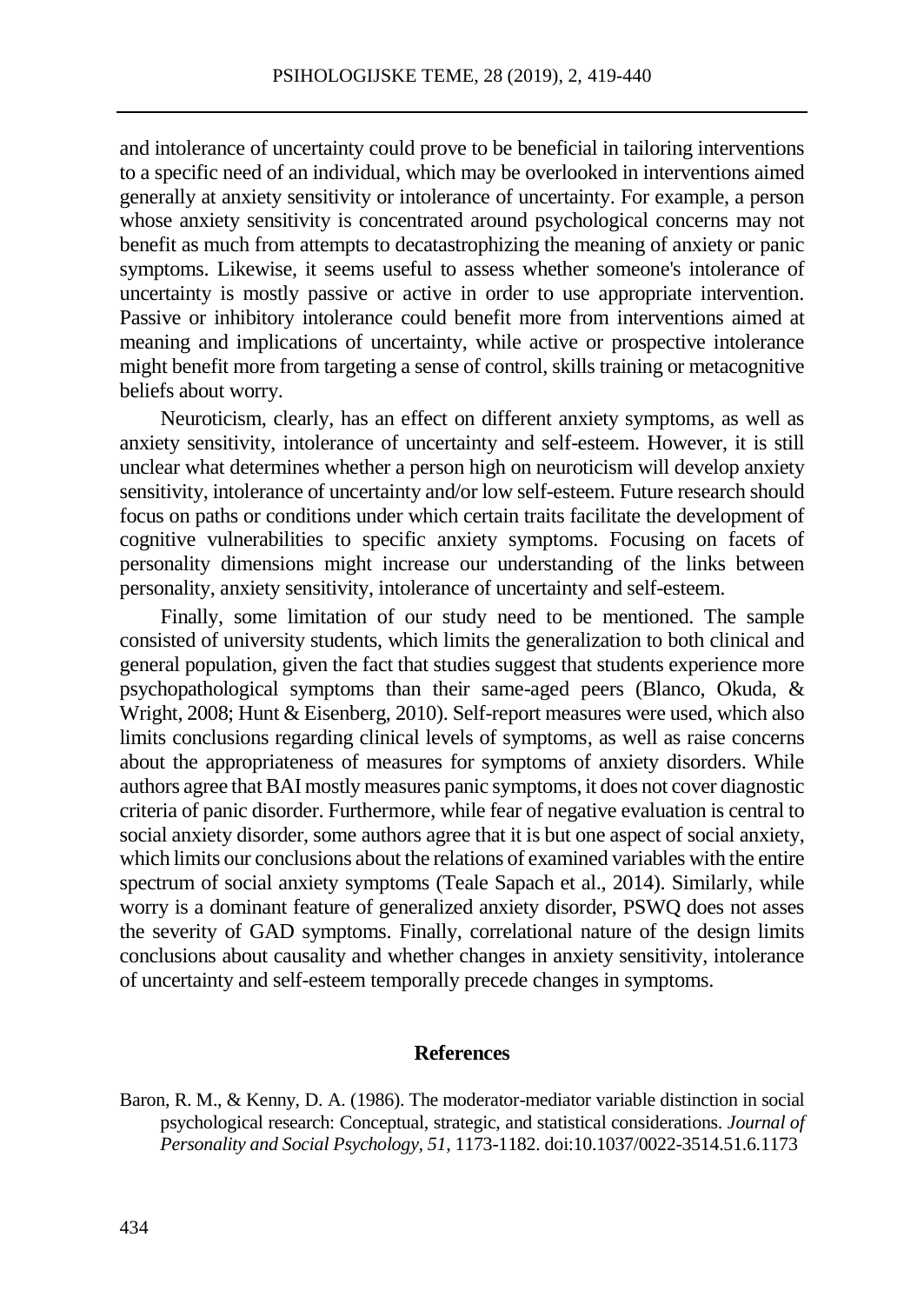and intolerance of uncertainty could prove to be beneficial in tailoring interventions to a specific need of an individual, which may be overlooked in interventions aimed generally at anxiety sensitivity or intolerance of uncertainty. For example, a person whose anxiety sensitivity is concentrated around psychological concerns may not benefit as much from attempts to decatastrophizing the meaning of anxiety or panic symptoms. Likewise, it seems useful to assess whether someone's intolerance of uncertainty is mostly passive or active in order to use appropriate intervention. Passive or inhibitory intolerance could benefit more from interventions aimed at meaning and implications of uncertainty, while active or prospective intolerance might benefit more from targeting a sense of control, skills training or metacognitive beliefs about worry.

Neuroticism, clearly, has an effect on different anxiety symptoms, as well as anxiety sensitivity, intolerance of uncertainty and self-esteem. However, it is still unclear what determines whether a person high on neuroticism will develop anxiety sensitivity, intolerance of uncertainty and/or low self-esteem. Future research should focus on paths or conditions under which certain traits facilitate the development of cognitive vulnerabilities to specific anxiety symptoms. Focusing on facets of personality dimensions might increase our understanding of the links between personality, anxiety sensitivity, intolerance of uncertainty and self-esteem.

Finally, some limitation of our study need to be mentioned. The sample consisted of university students, which limits the generalization to both clinical and general population, given the fact that studies suggest that students experience more psychopathological symptoms than their same-aged peers (Blanco, Okuda, & Wright, 2008; Hunt & Eisenberg, 2010). Self-report measures were used, which also limits conclusions regarding clinical levels of symptoms, as well as raise concerns about the appropriateness of measures for symptoms of anxiety disorders. While authors agree that BAI mostly measures panic symptoms, it does not cover diagnostic criteria of panic disorder. Furthermore, while fear of negative evaluation is central to social anxiety disorder, some authors agree that it is but one aspect of social anxiety, which limits our conclusions about the relations of examined variables with the entire spectrum of social anxiety symptoms (Teale Sapach et al., 2014). Similarly, while worry is a dominant feature of generalized anxiety disorder, PSWQ does not asses the severity of GAD symptoms. Finally, correlational nature of the design limits conclusions about causality and whether changes in anxiety sensitivity, intolerance of uncertainty and self-esteem temporally precede changes in symptoms.

## References

Baron, R. M., & Kenny, D. A. (1986). The moderator-mediator variable distinction in social psychological research: Conceptual, strategic, and statistical considerations. *Journal of Personality and Social Psychology*, *51*, 1173-1182. doi:10.1037/0022-3514.51.6.1173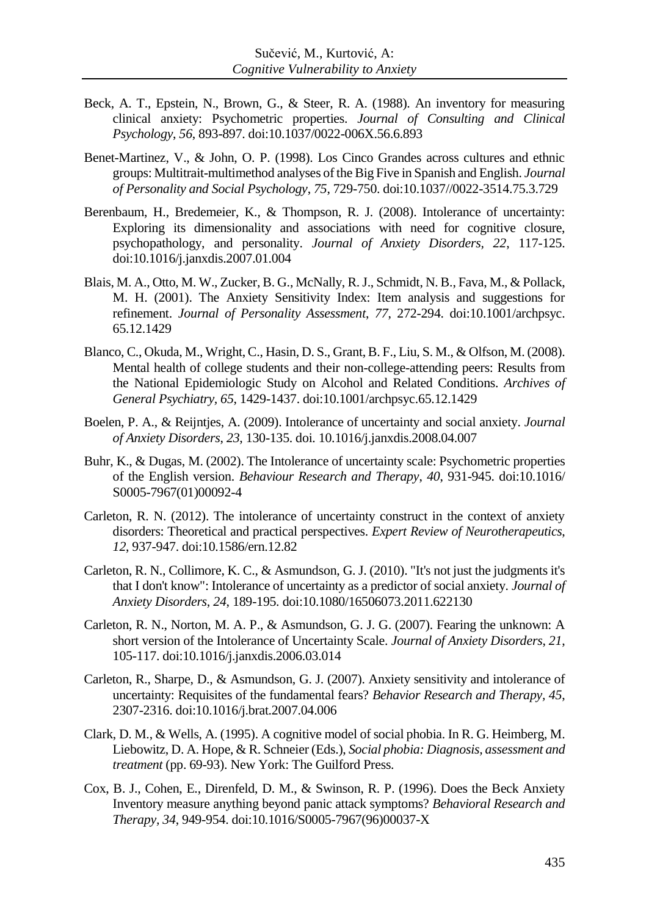Beck, A. T., Epstein, N., Brown, G., & Steer, R. A. (1988). An inventory for measuring clinical anxiety: Psychometric properties. *Journal of Consulting and Clinical Psychology*, *56*, 893-897. doi:10.1037/0022-006X.56.6.893

Benet-Martinez, V., & John, O. P. (1998). Los Cinco Grandes across cultures and ethnic groups: Multitrait-multimethod analyses of the Big Five in Spanish and English. *Journal of Personality and Social Psychology*, *75*, 729-750. doi:10.1037//0022-3514.75.3.729

Berenbaum, H., Bredemeier, K., & Thompson, R. J. (2008). Intolerance of uncertainty: Exploring its dimensionality and associations with need for cognitive closure, psychopathology, and personality. *Journal of Anxiety Disorders*, *22*, 117-125. doi:10.1016/j.janxdis.2007.01.004

Blais, M. A., Otto, M. W., Zucker, B. G., McNally, R. J., Schmidt, N. B., Fava, M., & Pollack, M. H. (2001). The Anxiety Sensitivity Index: Item analysis and suggestions for refinement. *Journal of Personality Assessment*, *77*, 272-294. doi:10.1001/archpsyc.65.12.1429

Blanco, C., Okuda, M., Wright, C., Hasin, D. S., Grant, B. F., Liu, S. M., & Olfson, M. (2008). Mental health of college students and their non-college-attending peers: Results from the National Epidemiologic Study on Alcohol and Related Conditions. *Archives of General Psychiatry*, *65*, 1429-1437. doi:10.1001/archpsyc.65.12.1429

Boelen, P. A., & Reijntjes, A. (2009). Intolerance of uncertainty and social anxiety. *Journal of Anxiety Disorders*, *23*, 130-135. doi. 10.1016/j.janxdis.2008.04.007

Buhr, K., & Dugas, M. (2002). The Intolerance of uncertainty scale: Psychometric properties of the English version. *Behaviour Research and Therapy*, *40*, 931-945. doi:10.1016/S0005-7967(01)00092-4

Carleton, R. N. (2012). The intolerance of uncertainty construct in the context of anxiety disorders: Theoretical and practical perspectives. *Expert Review of Neurotherapeutics*, *12*, 937-947. doi:10.1586/ern.12.82

Carleton, R. N., Collimore, K. C., & Asmundson, G. J. (2010). "It's not just the judgments it's that I don't know": Intolerance of uncertainty as a predictor of social anxiety. *Journal of Anxiety Disorders*, *24*, 189-195. doi:10.1080/16506073.2011.622130

Carleton, R. N., Norton, M. A. P., & Asmundson, G. J. G. (2007). Fearing the unknown: A short version of the Intolerance of Uncertainty Scale. *Journal of Anxiety Disorders*, *21*, 105-117. doi:10.1016/j.janxdis.2006.03.014

Carleton, R., Sharpe, D., & Asmundson, G. J. (2007). Anxiety sensitivity and intolerance of uncertainty: Requisites of the fundamental fears? *Behavior Research and Therapy*, *45*, 2307-2316. doi:10.1016/j.brat.2007.04.006

Clark, D. M., & Wells, A. (1995). A cognitive model of social phobia. In R. G. Heimberg, M. Liebowitz, D. A. Hope, & R. Schneier (Eds.), *Social phobia: Diagnosis, assessment and treatment* (pp. 69-93). New York: The Guilford Press.

Cox, B. J., Cohen, E., Direnfeld, D. M., & Swinson, R. P. (1996). Does the Beck Anxiety Inventory measure anything beyond panic attack symptoms? *Behavioral Research and Therapy*, *34*, 949-954. doi:10.1016/S0005-7967(96)00037-X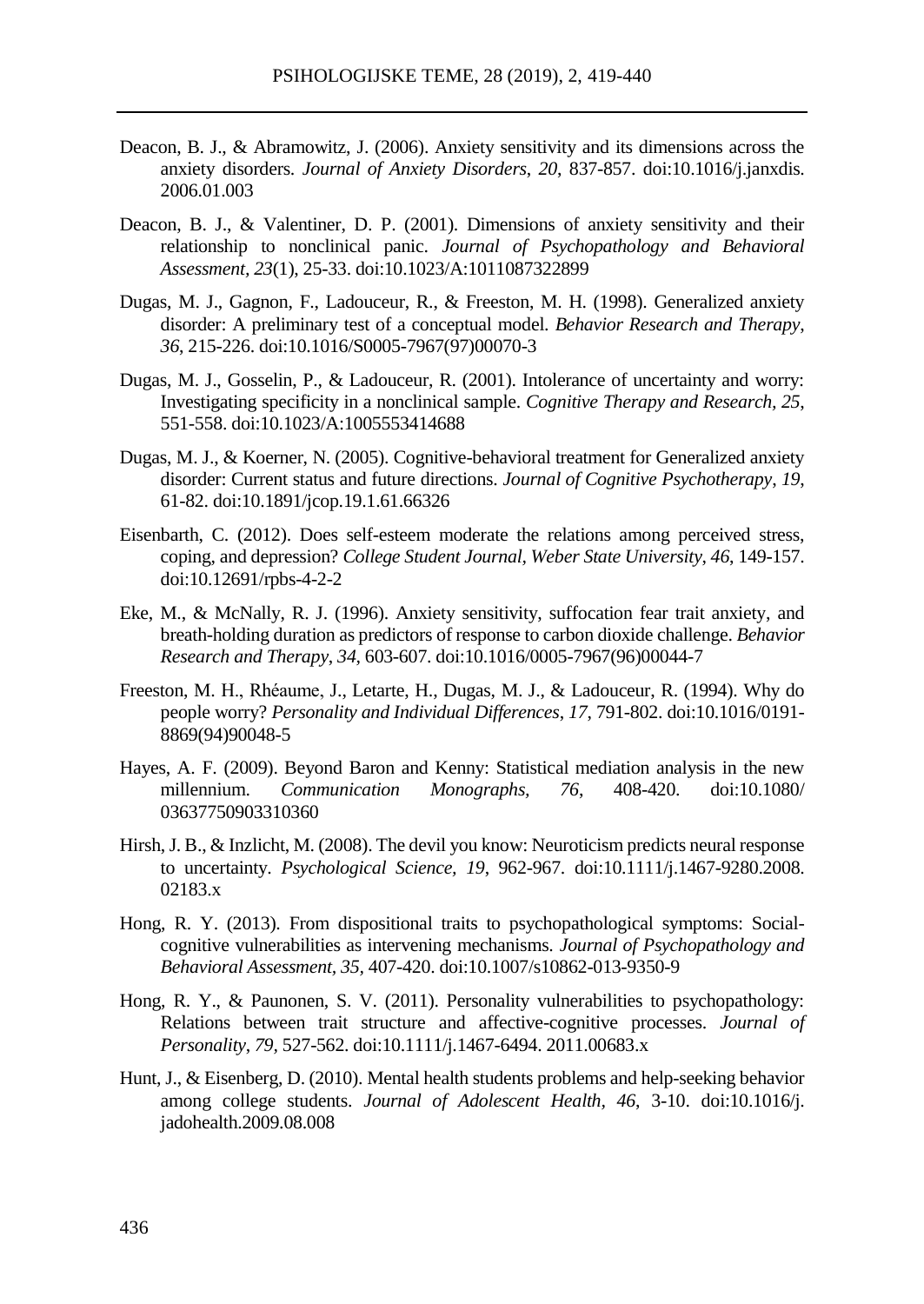Deacon, B. J., & Abramowitz, J. (2006). Anxiety sensitivity and its dimensions across the anxiety disorders. *Journal of Anxiety Disorders*, *20*, 837-857. doi:10.1016/j.janxdis. 2006.01.003

Deacon, B. J., & Valentiner, D. P. (2001). Dimensions of anxiety sensitivity and their relationship to nonclinical panic. *Journal of Psychopathology and Behavioral Assessment*, *23*(1), 25-33. doi:10.1023/A:1011087322899

Dugas, M. J., Gagnon, F., Ladouceur, R., & Freeston, M. H. (1998). Generalized anxiety disorder: A preliminary test of a conceptual model. *Behavior Research and Therapy*, *36*, 215-226. doi:10.1016/S0005-7967(97)00070-3

Dugas, M. J., Gosselin, P., & Ladouceur, R. (2001). Intolerance of uncertainty and worry: Investigating specificity in a nonclinical sample. *Cognitive Therapy and Research, 25*, 551-558. doi:10.1023/A:1005553414688

Dugas, M. J., & Koerner, N. (2005). Cognitive-behavioral treatment for Generalized anxiety disorder: Current status and future directions. *Journal of Cognitive Psychotherapy*, *19*, 61-82. doi:10.1891/jcop.19.1.61.66326

Eisenbarth, C. (2012). Does self-esteem moderate the relations among perceived stress, coping, and depression? *College Student Journal, Weber State University*, *46*, 149-157. doi:10.12691/rpbs-4-2-2

Eke, M., & McNally, R. J. (1996). Anxiety sensitivity, suffocation fear trait anxiety, and breath-holding duration as predictors of response to carbon dioxide challenge. *Behavior Research and Therapy*, *34,* 603-607. doi:10.1016/0005-7967(96)00044-7

Freeston, M. H., Rhéaume, J., Letarte, H., Dugas, M. J., & Ladouceur, R. (1994). Why do people worry? *Personality and Individual Differences*, *17*, 791-802. doi:10.1016/0191-8869(94)90048-5

Hayes, A. F. (2009). Beyond Baron and Kenny: Statistical mediation analysis in the new millennium. *Communication Monographs*, *76*, 408-420. doi:10.1080/ 03637750903310360

Hirsh, J. B., & Inzlicht, M. (2008). The devil you know: Neuroticism predicts neural response to uncertainty. *Psychological Science*, *19*, 962-967. doi:10.1111/j.1467-9280.2008. 02183.x

Hong, R. Y. (2013). From dispositional traits to psychopathological symptoms: Social-cognitive vulnerabilities as intervening mechanisms. *Journal of Psychopathology and Behavioral Assessment*, *35,* 407-420. doi:10.1007/s10862-013-9350-9

Hong, R. Y., & Paunonen, S. V. (2011). Personality vulnerabilities to psychopathology: Relations between trait structure and affective-cognitive processes. *Journal of Personality*, *79*, 527-562. doi:10.1111/j.1467-6494. 2011.00683.x

Hunt, J., & Eisenberg, D. (2010). Mental health students problems and help-seeking behavior among college students. *Journal of Adolescent Health*, *46*, 3-10. doi:10.1016/j. jadohealth.2009.08.008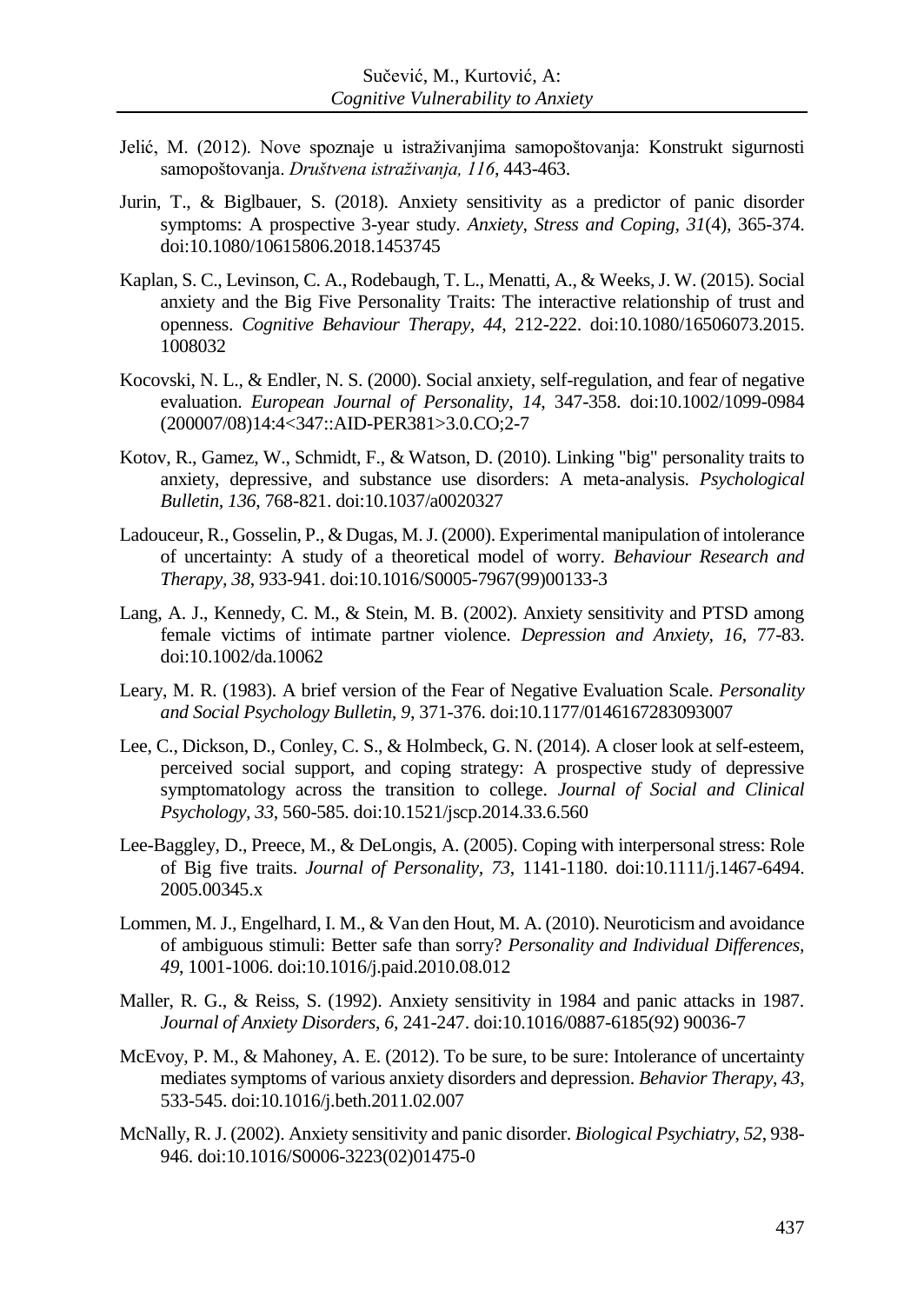Jelić, M. (2012). Nove spoznaje u istraživanjima samopoštovanja: Konstrukt sigurnosti samopoštovanja. *Društvena istraživanja, 116*, 443-463.

Jurin, T., & Biglbauer, S. (2018). Anxiety sensitivity as a predictor of panic disorder symptoms: A prospective 3-year study. *Anxiety, Stress and Coping, 31*(4), 365-374. doi:10.1080/10615806.2018.1453745

Kaplan, S. C., Levinson, C. A., Rodebaugh, T. L., Menatti, A., & Weeks, J. W. (2015). Social anxiety and the Big Five Personality Traits: The interactive relationship of trust and openness. *Cognitive Behaviour Therapy, 44*, 212-222. doi:10.1080/16506073.2015.1008032

Kocovski, N. L., & Endler, N. S. (2000). Social anxiety, self-regulation, and fear of negative evaluation. *European Journal of Personality, 14*, 347-358. doi:10.1002/1099-0984(200007/08)14:4<347::AID-PER381>3.0.CO;2-7

Kotov, R., Gamez, W., Schmidt, F., & Watson, D. (2010). Linking "big" personality traits to anxiety, depressive, and substance use disorders: A meta-analysis. *Psychological Bulletin, 136*, 768-821. doi:10.1037/a0020327

Ladouceur, R., Gosselin, P., & Dugas, M. J. (2000). Experimental manipulation of intolerance of uncertainty: A study of a theoretical model of worry. *Behaviour Research and Therapy, 38*, 933-941. doi:10.1016/S0005-7967(99)00133-3

Lang, A. J., Kennedy, C. M., & Stein, M. B. (2002). Anxiety sensitivity and PTSD among female victims of intimate partner violence. *Depression and Anxiety, 16*, 77-83. doi:10.1002/da.10062

Leary, M. R. (1983). A brief version of the Fear of Negative Evaluation Scale. *Personality and Social Psychology Bulletin, 9*, 371-376. doi:10.1177/0146167283093007

Lee, C., Dickson, D., Conley, C. S., & Holmbeck, G. N. (2014). A closer look at self-esteem, perceived social support, and coping strategy: A prospective study of depressive symptomatology across the transition to college. *Journal of Social and Clinical Psychology, 33*, 560-585. doi:10.1521/jscp.2014.33.6.560

Lee-Baggley, D., Preece, M., & DeLongis, A. (2005). Coping with interpersonal stress: Role of Big five traits. *Journal of Personality, 73*, 1141-1180. doi:10.1111/j.1467-6494.2005.00345.x

Lommen, M. J., Engelhard, I. M., & Van den Hout, M. A. (2010). Neuroticism and avoidance of ambiguous stimuli: Better safe than sorry? *Personality and Individual Differences, 49*, 1001-1006. doi:10.1016/j.paid.2010.08.012

Maller, R. G., & Reiss, S. (1992). Anxiety sensitivity in 1984 and panic attacks in 1987. *Journal of Anxiety Disorders, 6*, 241-247. doi:10.1016/0887-6185(92) 90036-7

McEvoy, P. M., & Mahoney, A. E. (2012). To be sure, to be sure: Intolerance of uncertainty mediates symptoms of various anxiety disorders and depression. *Behavior Therapy, 43*, 533-545. doi:10.1016/j.beth.2011.02.007

McNally, R. J. (2002). Anxiety sensitivity and panic disorder. *Biological Psychiatry, 52*, 938-946. doi:10.1016/S0006-3223(02)01475-0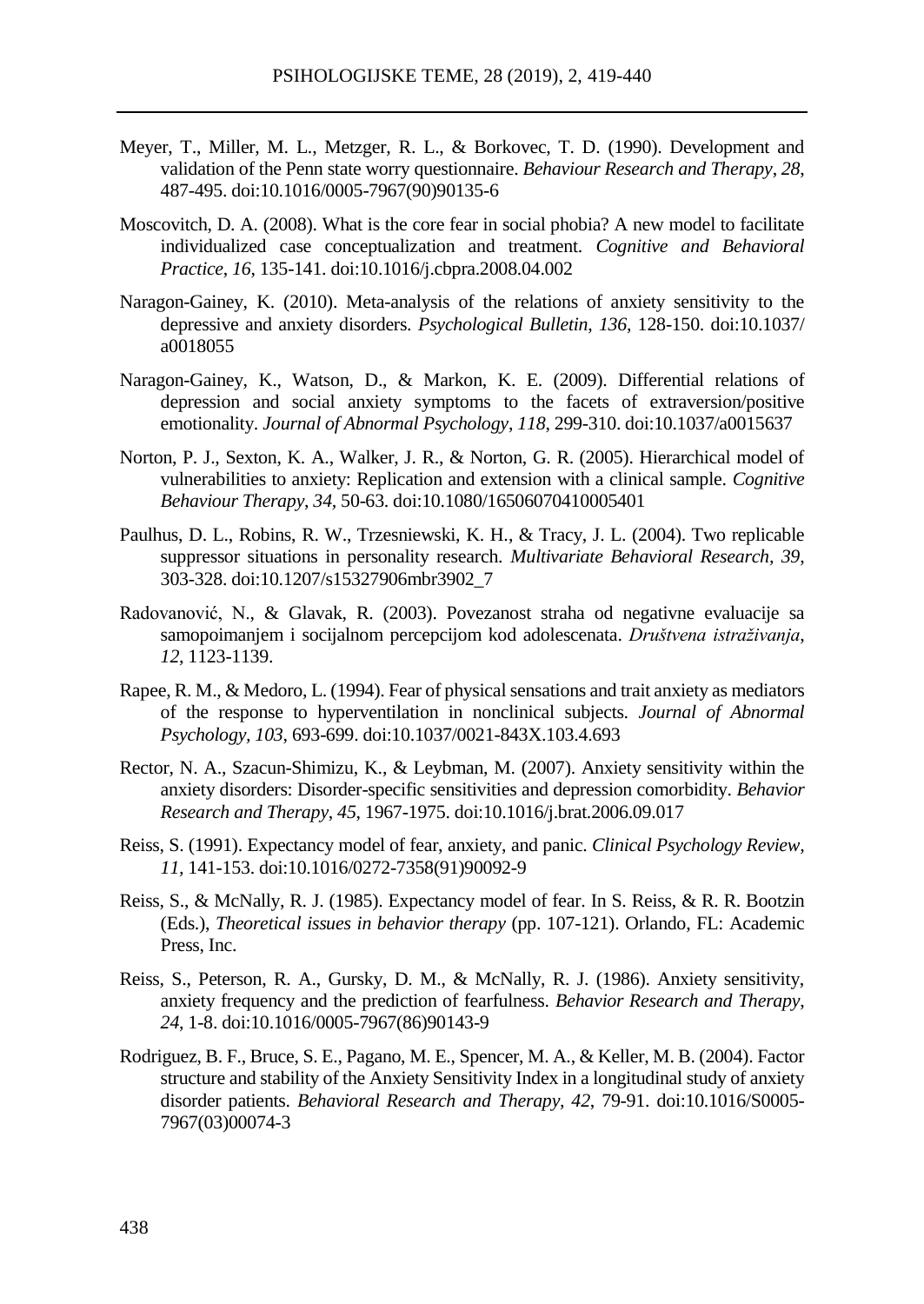Meyer, T., Miller, M. L., Metzger, R. L., & Borkovec, T. D. (1990). Development and validation of the Penn state worry questionnaire. *Behaviour Research and Therapy*, *28*, 487-495. doi:10.1016/0005-7967(90)90135-6

Moscovitch, D. A. (2008). What is the core fear in social phobia? A new model to facilitate individualized case conceptualization and treatment. *Cognitive and Behavioral Practice*, *16*, 135-141. doi:10.1016/j.cbpra.2008.04.002

Naragon-Gainey, K. (2010). Meta-analysis of the relations of anxiety sensitivity to the depressive and anxiety disorders. *Psychological Bulletin*, *136*, 128-150. doi:10.1037/a0018055

Naragon-Gainey, K., Watson, D., & Markon, K. E. (2009). Differential relations of depression and social anxiety symptoms to the facets of extraversion/positive emotionality. *Journal of Abnormal Psychology*, *118*, 299-310. doi:10.1037/a0015637

Norton, P. J., Sexton, K. A., Walker, J. R., & Norton, G. R. (2005). Hierarchical model of vulnerabilities to anxiety: Replication and extension with a clinical sample. *Cognitive Behaviour Therapy*, *34*, 50-63. doi:10.1080/16506070410005401

Paulhus, D. L., Robins, R. W., Trzesniewski, K. H., & Tracy, J. L. (2004). Two replicable suppressor situations in personality research. *Multivariate Behavioral Research*, *39*, 303-328. doi:10.1207/s15327906mbr3902_7

Radovanović, N., & Glavak, R. (2003). Povezanost straha od negativne evaluacije sa samopoimanjem i socijalnom percepcijom kod adolescenata. *Društvena istraživanja*, *12*, 1123-1139.

Rapee, R. M., & Medoro, L. (1994). Fear of physical sensations and trait anxiety as mediators of the response to hyperventilation in nonclinical subjects. *Journal of Abnormal Psychology*, *103*, 693-699. doi:10.1037/0021-843X.103.4.693

Rector, N. A., Szacun-Shimizu, K., & Leybman, M. (2007). Anxiety sensitivity within the anxiety disorders: Disorder-specific sensitivities and depression comorbidity. *Behavior Research and Therapy*, *45*, 1967-1975. doi:10.1016/j.brat.2006.09.017

Reiss, S. (1991). Expectancy model of fear, anxiety, and panic. *Clinical Psychology Review*, *11*, 141-153. doi:10.1016/0272-7358(91)90092-9

Reiss, S., & McNally, R. J. (1985). Expectancy model of fear. In S. Reiss, & R. R. Bootzin (Eds.), *Theoretical issues in behavior therapy* (pp. 107-121). Orlando, FL: Academic Press, Inc.

Reiss, S., Peterson, R. A., Gursky, D. M., & McNally, R. J. (1986). Anxiety sensitivity, anxiety frequency and the prediction of fearfulness. *Behavior Research and Therapy*, *24*, 1-8. doi:10.1016/0005-7967(86)90143-9

Rodriguez, B. F., Bruce, S. E., Pagano, M. E., Spencer, M. A., & Keller, M. B. (2004). Factor structure and stability of the Anxiety Sensitivity Index in a longitudinal study of anxiety disorder patients. *Behavioral Research and Therapy*, *42*, 79-91. doi:10.1016/S0005-7967(03)00074-3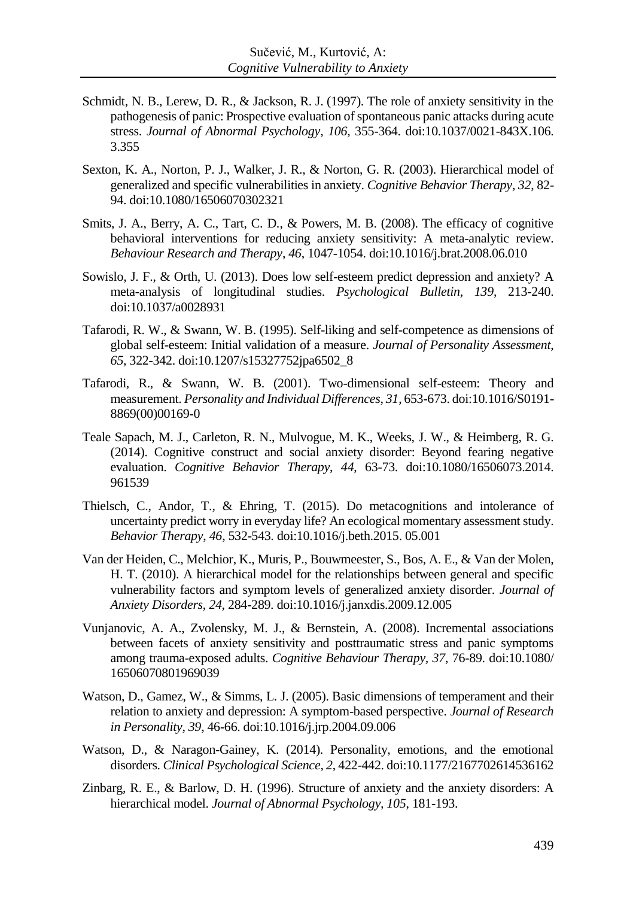Schmidt, N. B., Lerew, D. R., & Jackson, R. J. (1997). The role of anxiety sensitivity in the pathogenesis of panic: Prospective evaluation of spontaneous panic attacks during acute stress. *Journal of Abnormal Psychology*, *106*, 355-364. doi:10.1037/0021-843X.106. 3.355

Sexton, K. A., Norton, P. J., Walker, J. R., & Norton, G. R. (2003). Hierarchical model of generalized and specific vulnerabilities in anxiety. *Cognitive Behavior Therapy*, *32*, 82-94. doi:10.1080/16506070302321

Smits, J. A., Berry, A. C., Tart, C. D., & Powers, M. B. (2008). The efficacy of cognitive behavioral interventions for reducing anxiety sensitivity: A meta-analytic review. *Behaviour Research and Therapy*, *46*, 1047-1054. doi:10.1016/j.brat.2008.06.010

Sowislo, J. F., & Orth, U. (2013). Does low self-esteem predict depression and anxiety? A meta-analysis of longitudinal studies. *Psychological Bulletin*, *139*, 213-240. doi:10.1037/a0028931

Tafarodi, R. W., & Swann, W. B. (1995). Self-liking and self-competence as dimensions of global self-esteem: Initial validation of a measure. *Journal of Personality Assessment*, *65*, 322-342. doi:10.1207/s15327752jpa6502_8

Tafarodi, R., & Swann, W. B. (2001). Two-dimensional self-esteem: Theory and measurement. *Personality and Individual Differences*, *31*, 653-673. doi:10.1016/S0191-8869(00)00169-0

Teale Sapach, M. J., Carleton, R. N., Mulvogue, M. K., Weeks, J. W., & Heimberg, R. G. (2014). Cognitive construct and social anxiety disorder: Beyond fearing negative evaluation. *Cognitive Behavior Therapy*, *44*, 63-73. doi:10.1080/16506073.2014. 961539

Thielsch, C., Andor, T., & Ehring, T. (2015). Do metacognitions and intolerance of uncertainty predict worry in everyday life? An ecological momentary assessment study. *Behavior Therapy*, *46*, 532-543. doi:10.1016/j.beth.2015. 05.001

Van der Heiden, C., Melchior, K., Muris, P., Bouwmeester, S., Bos, A. E., & Van der Molen, H. T. (2010). A hierarchical model for the relationships between general and specific vulnerability factors and symptom levels of generalized anxiety disorder. *Journal of Anxiety Disorders*, *24*, 284-289. doi:10.1016/j.janxdis.2009.12.005

Vunjanovic, A. A., Zvolensky, M. J., & Bernstein, A. (2008). Incremental associations between facets of anxiety sensitivity and posttraumatic stress and panic symptoms among trauma-exposed adults. *Cognitive Behaviour Therapy*, *37*, 76-89. doi:10.1080/ 16506070801969039

Watson, D., Gamez, W., & Simms, L. J. (2005). Basic dimensions of temperament and their relation to anxiety and depression: A symptom-based perspective. *Journal of Research in Personality*, *39*, 46-66. doi:10.1016/j.jrp.2004.09.006

Watson, D., & Naragon-Gainey, K. (2014). Personality, emotions, and the emotional disorders. *Clinical Psychological Science*, *2*, 422-442. doi:10.1177/2167702614536162

Zinbarg, R. E., & Barlow, D. H. (1996). Structure of anxiety and the anxiety disorders: A hierarchical model. *Journal of Abnormal Psychology*, *105*, 181-193.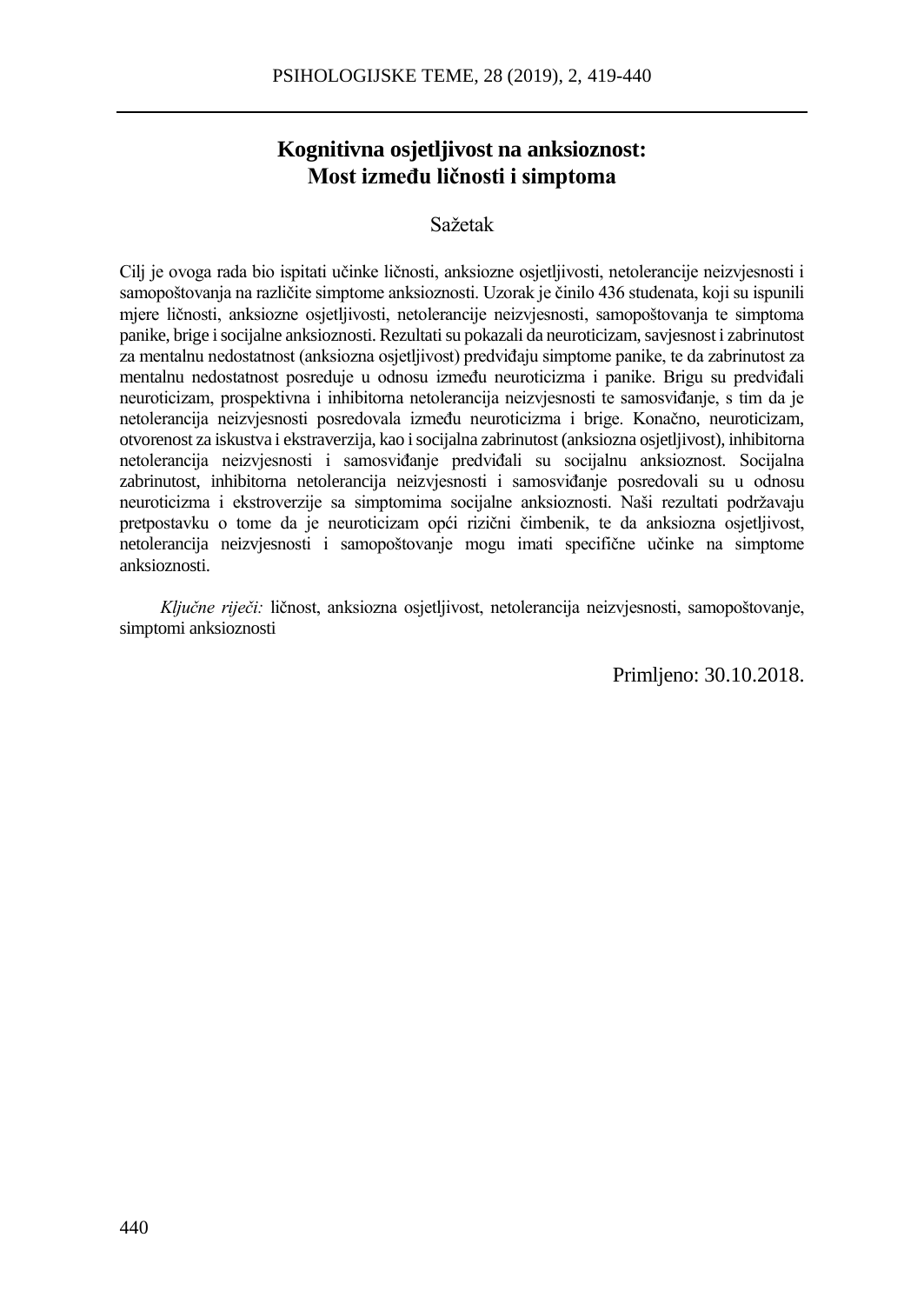# Kognitivna osjetljivost na anksioznost: Most između ličnosti i simptoma

## Sažetak

Cilj je ovoga rada bio ispitati učinke ličnosti, anksiozne osjetljivosti, netolerancije neizvjesnosti i samopoštovanja na različite simptome anksioznosti. Uzorak je činilo 436 studenata, koji su ispunili mjere ličnosti, anksiozne osjetljivosti, netolerancije neizvjesnosti, samopoštovanja te simptoma panike, brige i socijalne anksioznosti. Rezultati su pokazali da neuroticizam, savjesnost i zabrinutost za mentalnu nedostatnost (anksiozna osjetljivost) predviđaju simptome panike, te da zabrinutost za mentalnu nedostatnost posreduje u odnosu između neuroticizma i panike. Brigu su predviđali neuroticizam, prospektivna i inhibitorna netolerancija neizvjesnosti te samosviđanje, s tim da je netolerancija neizvjesnosti posredovala između neuroticizma i brige. Konačno, neuroticizam, otvorenost za iskustva i ekstraverzija, kao i socijalna zabrinutost (anksiozna osjetljivost), inhibitorna netolerancija neizvjesnosti i samosviđanje predviđali su socijalnu anksioznost. Socijalna zabrinutost, inhibitorna netolerancija neizvjesnosti i samosviđanje posredovali su u odnosu neuroticizma i ekstroverzije sa simptomima socijalne anksioznosti. Naši rezultati podržavaju pretpostavku o tome da je neuroticizam opći rizični čimbenik, te da anksiozna osjetljivost, netolerancija neizvjesnosti i samopoštovanje mogu imati specifične učinke na simptome anksioznosti.

*Ključne riječi:* ličnost, anksiozna osjetljivost, netolerancija neizvjesnosti, samopoštovanje, simptomi anksioznosti

Primljeno: 30.10.2018.